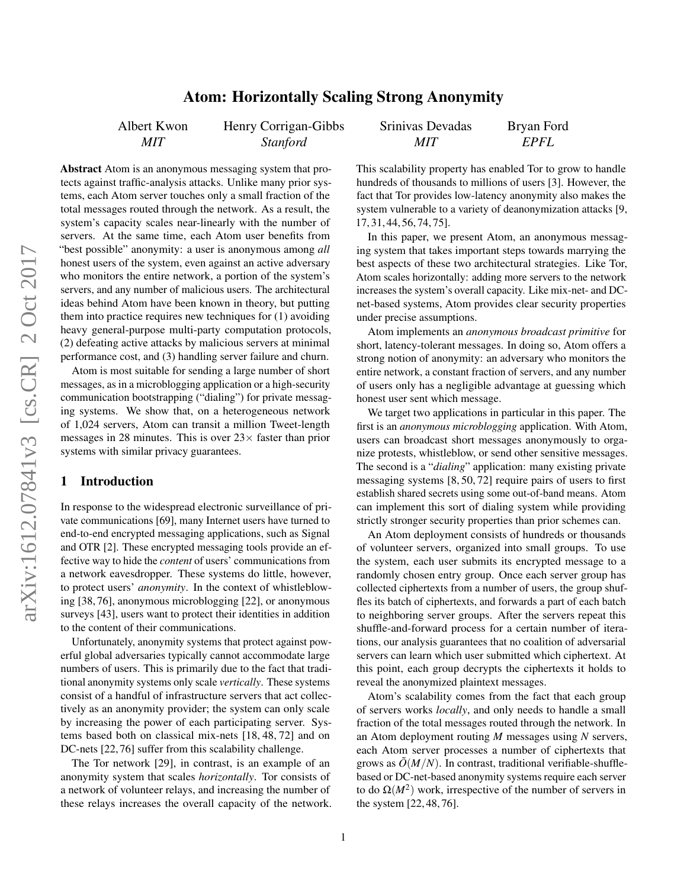# Atom: Horizontally Scaling Strong Anonymity

Albert Kwon — *MIT*
Henry Corrigan-Gibbs — *Stanford*
Srinivas Devadas — *MIT*
Bryan Ford — *EPFL*

**Abstract** Atom is an anonymous messaging system that protects against traffic-analysis attacks. Unlike many prior systems, each Atom server touches only a small fraction of the total messages routed through the network. As a result, the system's capacity scales near-linearly with the number of servers. At the same time, each Atom user benefits from "best possible" anonymity: a user is anonymous among *all* honest users of the system, even against an active adversary who monitors the entire network, a portion of the system's servers, and any number of malicious users. The architectural ideas behind Atom have been known in theory, but putting them into practice requires new techniques for (1) avoiding heavy general-purpose multi-party computation protocols, (2) defeating active attacks by malicious servers at minimal performance cost, and (3) handling server failure and churn.

Atom is most suitable for sending a large number of short messages, as in a microblogging application or a high-security communication bootstrapping ("dialing") for private messaging systems. We show that, on a heterogeneous network of 1,024 servers, Atom can transit a million Tweet-length messages in 28 minutes. This is over 23× faster than prior systems with similar privacy guarantees.

## 1 Introduction

In response to the widespread electronic surveillance of private communications [69], many Internet users have turned to end-to-end encrypted messaging applications, such as Signal and OTR [2]. These encrypted messaging tools provide an effective way to hide the *content* of users' communications from a network eavesdropper. These systems do little, however, to protect users' *anonymity*. In the context of whistleblowing [38, 76], anonymous microblogging [22], or anonymous surveys [43], users want to protect their identities in addition to the content of their communications.

Unfortunately, anonymity systems that protect against powerful global adversaries typically cannot accommodate large numbers of users. This is primarily due to the fact that traditional anonymity systems only scale *vertically*. These systems consist of a handful of infrastructure servers that act collectively as an anonymity provider; the system can only scale by increasing the power of each participating server. Systems based both on classical mix-nets [18, 48, 72] and on DC-nets [22, 76] suffer from this scalability challenge.

The Tor network [29], in contrast, is an example of an anonymity system that scales *horizontally*. Tor consists of a network of volunteer relays, and increasing the number of these relays increases the overall capacity of the network. This scalability property has enabled Tor to grow to handle hundreds of thousands to millions of users [3]. However, the fact that Tor provides low-latency anonymity also makes the system vulnerable to a variety of deanonymization attacks [9, 17, 31, 44, 56, 74, 75].

In this paper, we present Atom, an anonymous messaging system that takes important steps towards marrying the best aspects of these two architectural strategies. Like Tor, Atom scales horizontally: adding more servers to the network increases the system's overall capacity. Like mix-net- and DC-net-based systems, Atom provides clear security properties under precise assumptions.

Atom implements an *anonymous broadcast primitive* for short, latency-tolerant messages. In doing so, Atom offers a strong notion of anonymity: an adversary who monitors the entire network, a constant fraction of servers, and any number of users only has a negligible advantage at guessing which honest user sent which message.

We target two applications in particular in this paper. The first is an *anonymous microblogging* application. With Atom, users can broadcast short messages anonymously to organize protests, whistleblow, or send other sensitive messages. The second is a "*dialing*" application: many existing private messaging systems [8, 50, 72] require pairs of users to first establish shared secrets using some out-of-band means. Atom can implement this sort of dialing system while providing strictly stronger security properties than prior schemes can.

An Atom deployment consists of hundreds or thousands of volunteer servers, organized into small groups. To use the system, each user submits its encrypted message to a randomly chosen entry group. Once each server group has collected ciphertexts from a number of users, the group shuffles its batch of ciphertexts, and forwards a part of each batch to neighboring server groups. After the servers repeat this shuffle-and-forward process for a certain number of iterations, our analysis guarantees that no coalition of adversarial servers can learn which user submitted which ciphertext. At this point, each group decrypts the ciphertexts it holds to reveal the anonymized plaintext messages.

Atom's scalability comes from the fact that each group of servers works *locally*, and only needs to handle a small fraction of the total messages routed through the network. In an Atom deployment routing $M$ messages using $N$ servers, each Atom server processes a number of ciphertexts that grows as $\tilde{O}(M/N)$. In contrast, traditional verifiable-shuffle-based or DC-net-based anonymity systems require each server to do $\Omega(M^2)$ work, irrespective of the number of servers in the system [22, 48, 76].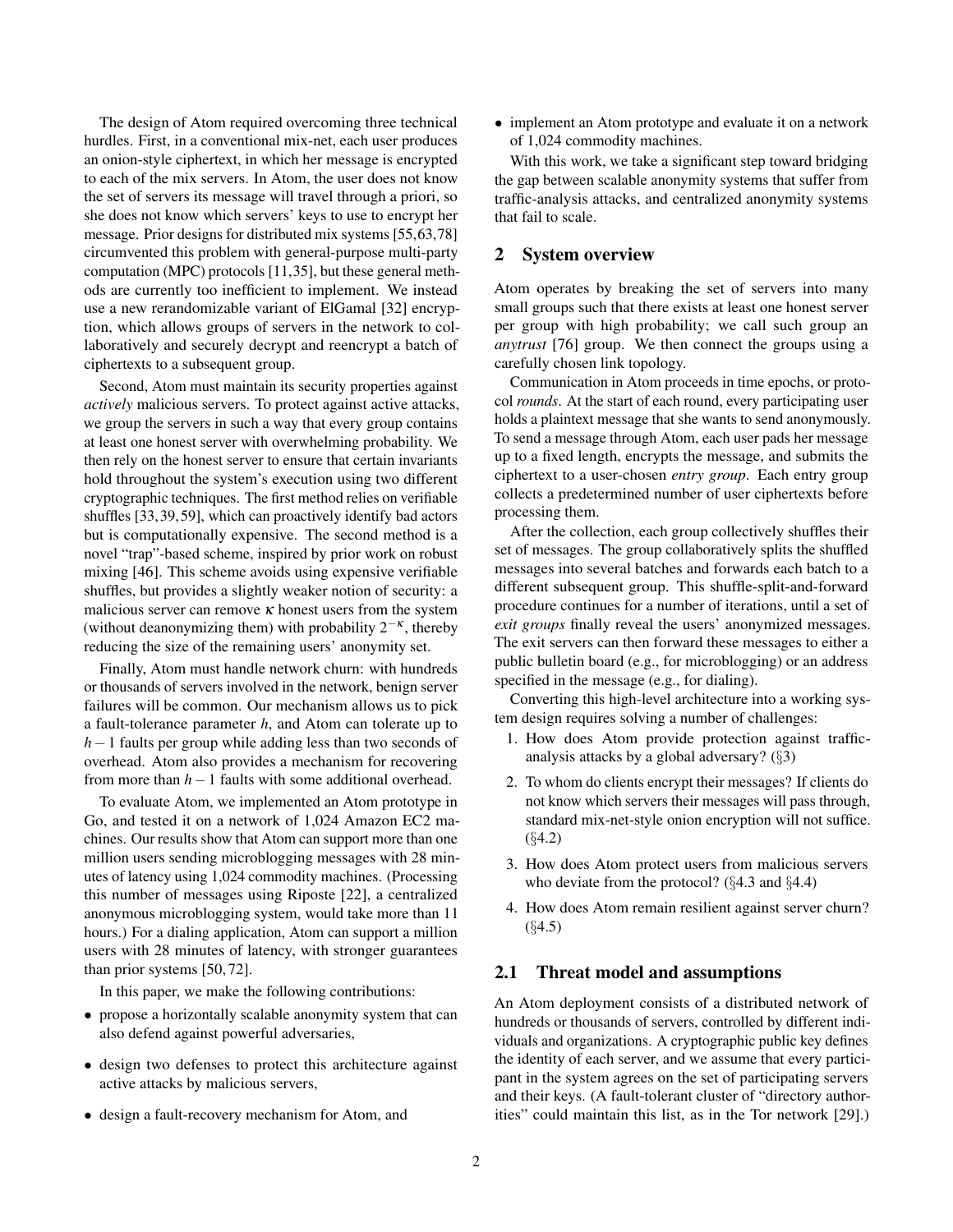The design of Atom required overcoming three technical hurdles. First, in a conventional mix-net, each user produces an onion-style ciphertext, in which her message is encrypted to each of the mix servers. In Atom, the user does not know the set of servers its message will travel through a priori, so she does not know which servers' keys to use to encrypt her message. Prior designs for distributed mix systems [55,63,78] circumvented this problem with general-purpose multi-party computation (MPC) protocols [11,35], but these general methods are currently too inefficient to implement. We instead use a new rerandomizable variant of ElGamal [32] encryption, which allows groups of servers in the network to collaboratively and securely decrypt and reencrypt a batch of ciphertexts to a subsequent group.

Second, Atom must maintain its security properties against *actively* malicious servers. To protect against active attacks, we group the servers in such a way that every group contains at least one honest server with overwhelming probability. We then rely on the honest server to ensure that certain invariants hold throughout the system's execution using two different cryptographic techniques. The first method relies on verifiable shuffles [33,39,59], which can proactively identify bad actors but is computationally expensive. The second method is a novel "trap"-based scheme, inspired by prior work on robust mixing [46]. This scheme avoids using expensive verifiable shuffles, but provides a slightly weaker notion of security: a malicious server can remove $\kappa$ honest users from the system (without deanonymizing them) with probability $2^{-\kappa}$, thereby reducing the size of the remaining users' anonymity set.

Finally, Atom must handle network churn: with hundreds or thousands of servers involved in the network, benign server failures will be common. Our mechanism allows us to pick a fault-tolerance parameter $h$, and Atom can tolerate up to $h-1$ faults per group while adding less than two seconds of overhead. Atom also provides a mechanism for recovering from more than $h-1$ faults with some additional overhead.

To evaluate Atom, we implemented an Atom prototype in Go, and tested it on a network of 1,024 Amazon EC2 machines. Our results show that Atom can support more than one million users sending microblogging messages with 28 minutes of latency using 1,024 commodity machines. (Processing this number of messages using Riposte [22], a centralized anonymous microblogging system, would take more than 11 hours.) For a dialing application, Atom can support a million users with 28 minutes of latency, with stronger guarantees than prior systems [50,72].

In this paper, we make the following contributions:

- propose a horizontally scalable anonymity system that can also defend against powerful adversaries,
- design two defenses to protect this architecture against active attacks by malicious servers,
- design a fault-recovery mechanism for Atom, and
- implement an Atom prototype and evaluate it on a network of 1,024 commodity machines.

With this work, we take a significant step toward bridging the gap between scalable anonymity systems that suffer from traffic-analysis attacks, and centralized anonymity systems that fail to scale.

## 2 System overview

Atom operates by breaking the set of servers into many small groups such that there exists at least one honest server per group with high probability; we call such group an *anytrust* [76] group. We then connect the groups using a carefully chosen link topology.

Communication in Atom proceeds in time epochs, or protocol *rounds*. At the start of each round, every participating user holds a plaintext message that she wants to send anonymously. To send a message through Atom, each user pads her message up to a fixed length, encrypts the message, and submits the ciphertext to a user-chosen *entry group*. Each entry group collects a predetermined number of user ciphertexts before processing them.

After the collection, each group collectively shuffles their set of messages. The group collaboratively splits the shuffled messages into several batches and forwards each batch to a different subsequent group. This shuffle-split-and-forward procedure continues for a number of iterations, until a set of *exit groups* finally reveal the users' anonymized messages. The exit servers can then forward these messages to either a public bulletin board (e.g., for microblogging) or an address specified in the message (e.g., for dialing).

Converting this high-level architecture into a working system design requires solving a number of challenges:

1. How does Atom provide protection against traffic-analysis attacks by a global adversary? (§3)
2. To whom do clients encrypt their messages? If clients do not know which servers their messages will pass through, standard mix-net-style onion encryption will not suffice. (§4.2)
3. How does Atom protect users from malicious servers who deviate from the protocol? (§4.3 and §4.4)
4. How does Atom remain resilient against server churn? (§4.5)

### 2.1 Threat model and assumptions

An Atom deployment consists of a distributed network of hundreds or thousands of servers, controlled by different individuals and organizations. A cryptographic public key defines the identity of each server, and we assume that every participant in the system agrees on the set of participating servers and their keys. (A fault-tolerant cluster of "directory authorities" could maintain this list, as in the Tor network [29].)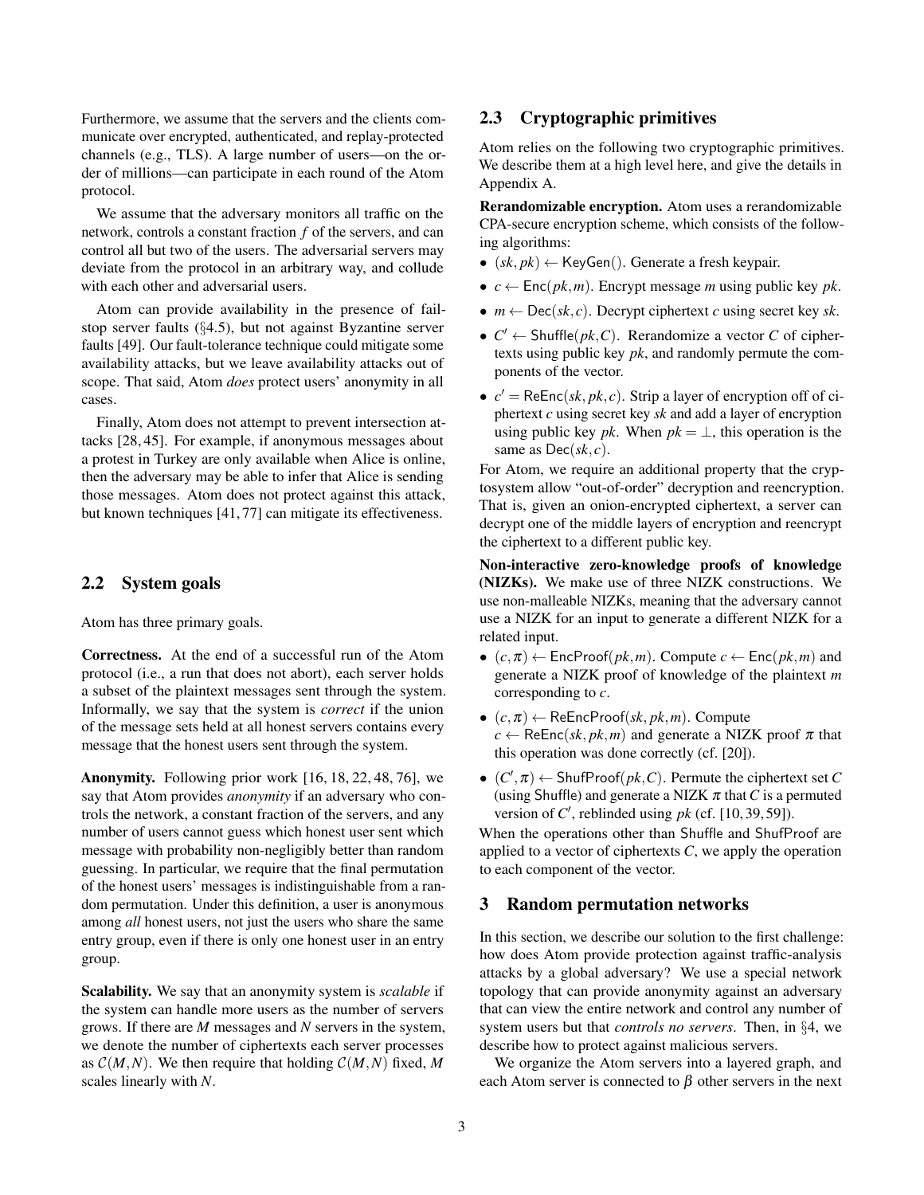Furthermore, we assume that the servers and the clients communicate over encrypted, authenticated, and replay-protected channels (e.g., TLS). A large number of users—on the order of millions—can participate in each round of the Atom protocol.

We assume that the adversary monitors all traffic on the network, controls a constant fraction $f$ of the servers, and can control all but two of the users. The adversarial servers may deviate from the protocol in an arbitrary way, and collude with each other and adversarial users.

Atom can provide availability in the presence of fail-stop server faults (§4.5), but not against Byzantine server faults [49]. Our fault-tolerance technique could mitigate some availability attacks, but we leave availability attacks out of scope. That said, Atom *does* protect users' anonymity in all cases.

Finally, Atom does not attempt to prevent intersection attacks [28, 45]. For example, if anonymous messages about a protest in Turkey are only available when Alice is online, then the adversary may be able to infer that Alice is sending those messages. Atom does not protect against this attack, but known techniques [41, 77] can mitigate its effectiveness.

## 2.2 System goals

Atom has three primary goals.

**Correctness.** At the end of a successful run of the Atom protocol (i.e., a run that does not abort), each server holds a subset of the plaintext messages sent through the system. Informally, we say that the system is *correct* if the union of the message sets held at all honest servers contains every message that the honest users sent through the system.

**Anonymity.** Following prior work [16, 18, 22, 48, 76], we say that Atom provides *anonymity* if an adversary who controls the network, a constant fraction of the servers, and any number of users cannot guess which honest user sent which message with probability non-negligibly better than random guessing. In particular, we require that the final permutation of the honest users' messages is indistinguishable from a random permutation. Under this definition, a user is anonymous among *all* honest users, not just the users who share the same entry group, even if there is only one honest user in an entry group.

**Scalability.** We say that an anonymity system is *scalable* if the system can handle more users as the number of servers grows. If there are $M$ messages and $N$ servers in the system, we denote the number of ciphertexts each server processes as $\mathcal{C}(M,N)$. We then require that holding $\mathcal{C}(M,N)$ fixed, $M$ scales linearly with $N$.

## 2.3 Cryptographic primitives

Atom relies on the following two cryptographic primitives. We describe them at a high level here, and give the details in Appendix A.

**Rerandomizable encryption.** Atom uses a rerandomizable CPA-secure encryption scheme, which consists of the following algorithms:

- $(sk, pk) \leftarrow \mathsf{KeyGen}()$. Generate a fresh keypair.
- $c \leftarrow \mathsf{Enc}(pk, m)$. Encrypt message $m$ using public key $pk$.
- $m \leftarrow \mathsf{Dec}(sk, c)$. Decrypt ciphertext $c$ using secret key $sk$.
- $C' \leftarrow \mathsf{Shuffle}(pk, C)$. Rerandomize a vector $C$ of ciphertexts using public key $pk$, and randomly permute the components of the vector.
- $c' = \mathsf{ReEnc}(sk, pk, c)$. Strip a layer of encryption off of ciphertext $c$ using secret key $sk$ and add a layer of encryption using public key $pk$. When $pk = \perp$, this operation is the same as $\mathsf{Dec}(sk, c)$.

For Atom, we require an additional property that the cryptosystem allow "out-of-order" decryption and reencryption. That is, given an onion-encrypted ciphertext, a server can decrypt one of the middle layers of encryption and reencrypt the ciphertext to a different public key.

**Non-interactive zero-knowledge proofs of knowledge (NIZKs).** We make use of three NIZK constructions. We use non-malleable NIZKs, meaning that the adversary cannot use a NIZK for an input to generate a different NIZK for a related input.

- $(c, \pi) \leftarrow \mathsf{EncProof}(pk, m)$. Compute $c \leftarrow \mathsf{Enc}(pk, m)$ and generate a NIZK proof of knowledge of the plaintext $m$ corresponding to $c$.
- $(c, \pi) \leftarrow \mathsf{ReEncProof}(sk, pk, m)$. Compute $c \leftarrow \mathsf{ReEnc}(sk, pk, m)$ and generate a NIZK proof $\pi$ that this operation was done correctly (cf. [20]).
- $(C', \pi) \leftarrow \mathsf{ShufProof}(pk, C)$. Permute the ciphertext set $C$ (using $\mathsf{Shuffle}$) and generate a NIZK $\pi$ that $C$ is a permuted version of $C'$, reblinded using $pk$ (cf. [10, 39, 59]).

When the operations other than $\mathsf{Shuffle}$ and $\mathsf{ShufProof}$ are applied to a vector of ciphertexts $C$, we apply the operation to each component of the vector.

# 3 Random permutation networks

In this section, we describe our solution to the first challenge: how does Atom provide protection against traffic-analysis attacks by a global adversary? We use a special network topology that can provide anonymity against an adversary that can view the entire network and control any number of system users but that *controls no servers*. Then, in §4, we describe how to protect against malicious servers.

We organize the Atom servers into a layered graph, and each Atom server is connected to $\beta$ other servers in the next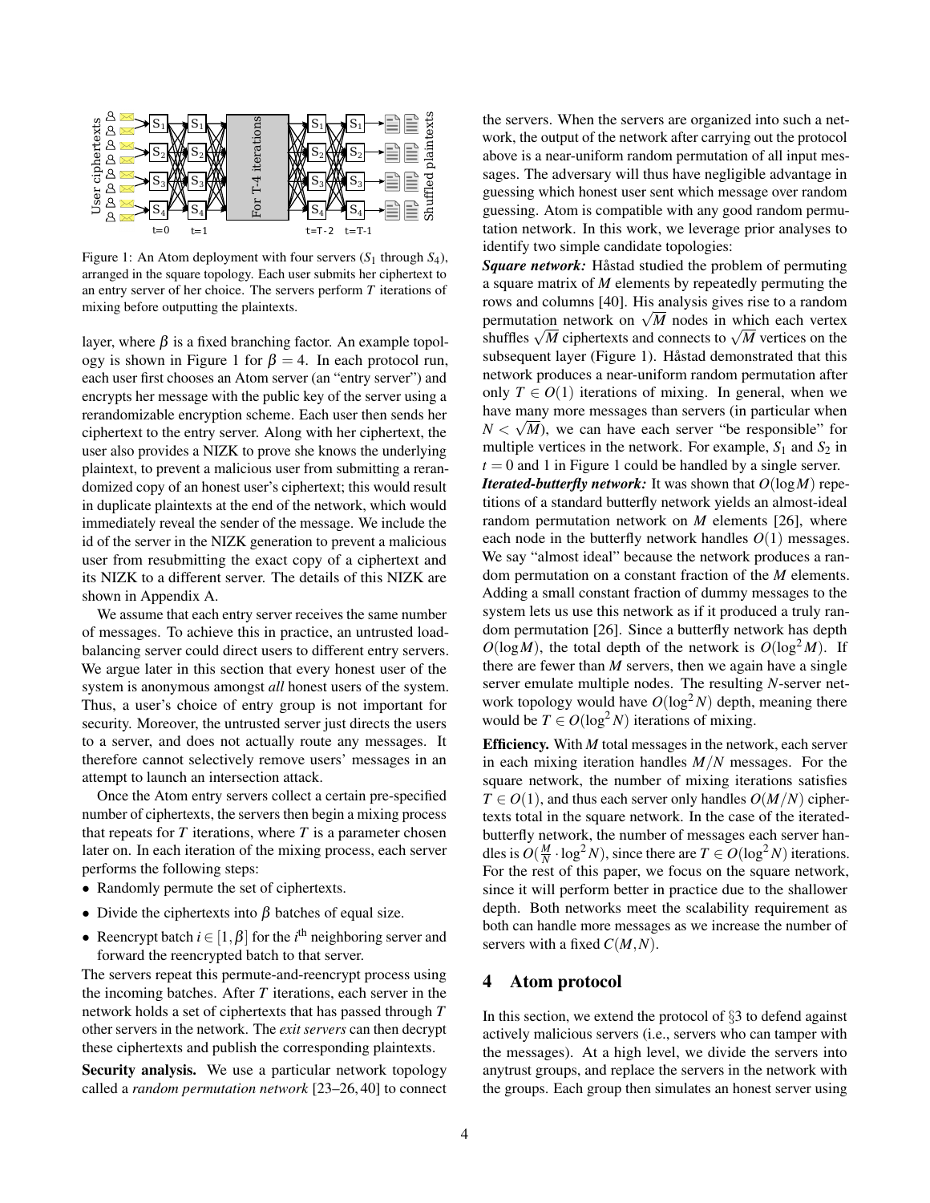Figure 1: An Atom deployment with four servers ($S_1$ through $S_4$), arranged in the square topology. Each user submits her ciphertext to an entry server of her choice. The servers perform $T$ iterations of mixing before outputting the plaintexts.

layer, where $\beta$ is a fixed branching factor. An example topology is shown in Figure 1 for $\beta = 4$. In each protocol run, each user first chooses an Atom server (an "entry server") and encrypts her message with the public key of the server using a rerandomizable encryption scheme. Each user then sends her ciphertext to the entry server. Along with her ciphertext, the user also provides a NIZK to prove she knows the underlying plaintext, to prevent a malicious user from submitting a rerandomized copy of an honest user's ciphertext; this would result in duplicate plaintexts at the end of the network, which would immediately reveal the sender of the message. We include the id of the server in the NIZK generation to prevent a malicious user from resubmitting the exact copy of a ciphertext and its NIZK to a different server. The details of this NIZK are shown in Appendix A.

We assume that each entry server receives the same number of messages. To achieve this in practice, an untrusted load-balancing server could direct users to different entry servers. We argue later in this section that every honest user of the system is anonymous amongst *all* honest users of the system. Thus, a user's choice of entry group is not important for security. Moreover, the untrusted server just directs the users to a server, and does not actually route any messages. It therefore cannot selectively remove users' messages in an attempt to launch an intersection attack.

Once the Atom entry servers collect a certain pre-specified number of ciphertexts, the servers then begin a mixing process that repeats for $T$ iterations, where $T$ is a parameter chosen later on. In each iteration of the mixing process, each server performs the following steps:

- Randomly permute the set of ciphertexts.
- Divide the ciphertexts into $\beta$ batches of equal size.
- Reencrypt batch $i \in [1, \beta]$ for the $i^{\text{th}}$ neighboring server and forward the reencrypted batch to that server.

The servers repeat this permute-and-reencrypt process using the incoming batches. After $T$ iterations, each server in the network holds a set of ciphertexts that has passed through $T$ other servers in the network. The *exit servers* can then decrypt these ciphertexts and publish the corresponding plaintexts.

**Security analysis.** We use a particular network topology called a *random permutation network* [23–26, 40] to connect the servers. When the servers are organized into such a network, the output of the network after carrying out the protocol above is a near-uniform random permutation of all input messages. The adversary will thus have negligible advantage in guessing which honest user sent which message over random guessing. Atom is compatible with any good random permutation network. In this work, we leverage prior analyses to identify two simple candidate topologies:

***Square network:*** Håstad studied the problem of permuting a square matrix of $M$ elements by repeatedly permuting the rows and columns [40]. His analysis gives rise to a random permutation network on $\sqrt{M}$ nodes in which each vertex shuffles $\sqrt{M}$ ciphertexts and connects to $\sqrt{M}$ vertices on the subsequent layer (Figure 1). Håstad demonstrated that this network produces a near-uniform random permutation after only $T \in O(1)$ iterations of mixing. In general, when we have many more messages than servers (in particular when $N < \sqrt{M}$), we can have each server "be responsible" for multiple vertices in the network. For example, $S_1$ and $S_2$ in $t = 0$ and 1 in Figure 1 could be handled by a single server.

***Iterated-butterfly network:*** It was shown that $O(\log M)$ repetitions of a standard butterfly network yields an almost-ideal random permutation network on $M$ elements [26], where each node in the butterfly network handles $O(1)$ messages. We say "almost ideal" because the network produces a random permutation on a constant fraction of the $M$ elements. Adding a small constant fraction of dummy messages to the system lets us use this network as if it produced a truly random permutation [26]. Since a butterfly network has depth $O(\log M)$, the total depth of the network is $O(\log^2 M)$. If there are fewer than $M$ servers, then we again have a single server emulate multiple nodes. The resulting $N$-server network topology would have $O(\log^2 N)$ depth, meaning there would be $T \in O(\log^2 N)$ iterations of mixing.

**Efficiency.** With $M$ total messages in the network, each server in each mixing iteration handles $M/N$ messages. For the square network, the number of mixing iterations satisfies $T \in O(1)$, and thus each server only handles $O(M/N)$ ciphertexts total in the square network. In the case of the iterated-butterfly network, the number of messages each server handles is $O(\frac{M}{N} \cdot \log^2 N)$, since there are $T \in O(\log^2 N)$ iterations. For the rest of this paper, we focus on the square network, since it will perform better in practice due to the shallower depth. Both networks meet the scalability requirement as both can handle more messages as we increase the number of servers with a fixed $C(M,N)$.

## 4 Atom protocol

In this section, we extend the protocol of §3 to defend against actively malicious servers (i.e., servers who can tamper with the messages). At a high level, we divide the servers into anytrust groups, and replace the servers in the network with the groups. Each group then simulates an honest server using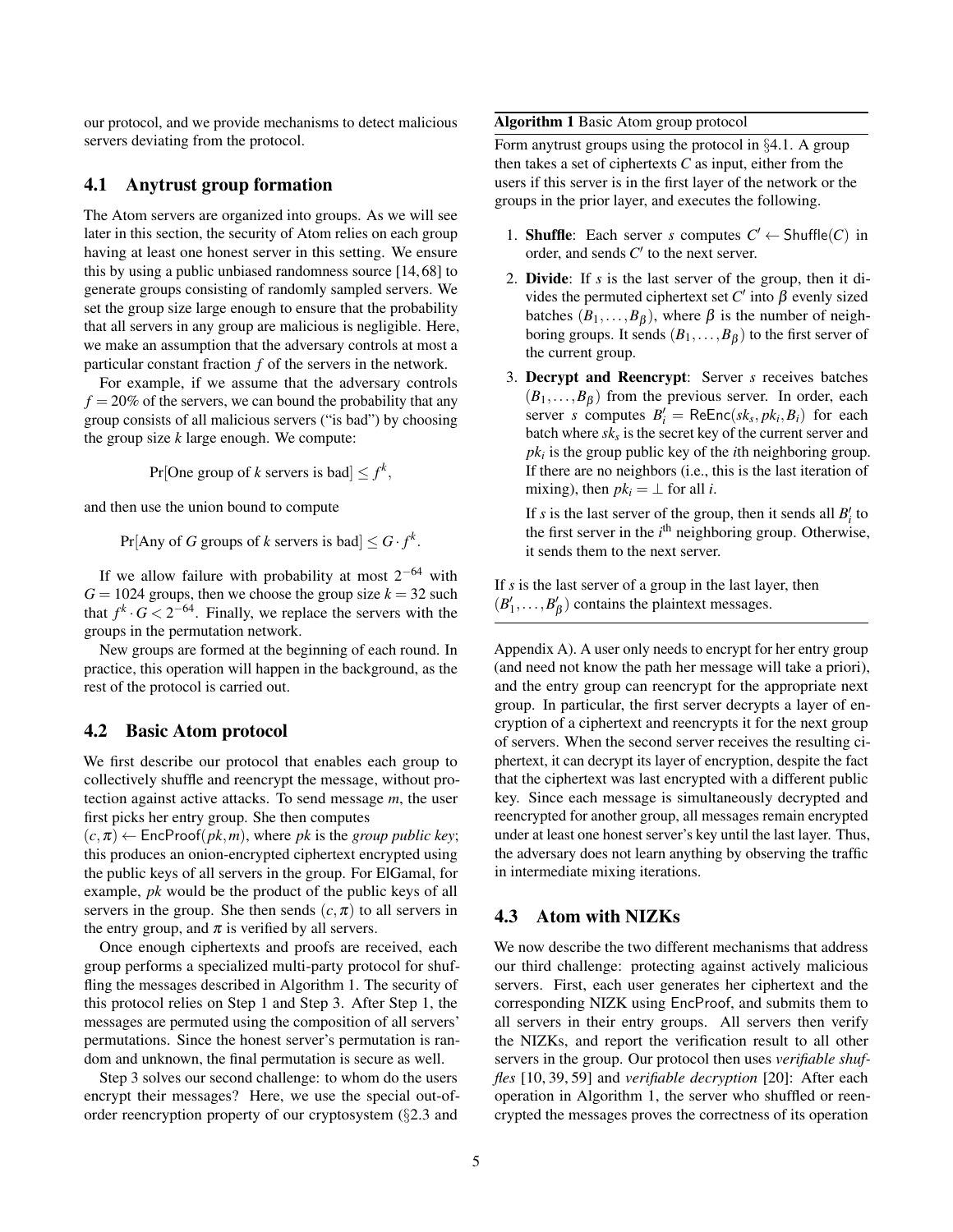our protocol, and we provide mechanisms to detect malicious servers deviating from the protocol.

### 4.1 Anytrust group formation

The Atom servers are organized into groups. As we will see later in this section, the security of Atom relies on each group having at least one honest server in this setting. We ensure this by using a public unbiased randomness source [14, 68] to generate groups consisting of randomly sampled servers. We set the group size large enough to ensure that the probability that all servers in any group are malicious is negligible. Here, we make an assumption that the adversary controls at most a particular constant fraction $f$ of the servers in the network.

For example, if we assume that the adversary controls $f = 20\%$ of the servers, we can bound the probability that any group consists of all malicious servers ("is bad") by choosing the group size $k$ large enough. We compute:

$$\Pr[\text{One group of } k \text{ servers is bad}] \leq f^k,$$

and then use the union bound to compute

$$\Pr[\text{Any of } G \text{ groups of } k \text{ servers is bad}] \leq G \cdot f^k.$$

If we allow failure with probability at most $2^{-64}$ with $G = 1024$ groups, then we choose the group size $k = 32$ such that $f^k \cdot G < 2^{-64}$. Finally, we replace the servers with the groups in the permutation network.

New groups are formed at the beginning of each round. In practice, this operation will happen in the background, as the rest of the protocol is carried out.

### 4.2 Basic Atom protocol

We first describe our protocol that enables each group to collectively shuffle and reencrypt the message, without protection against active attacks. To send message $m$, the user first picks her entry group. She then computes $(c, \pi) \leftarrow \mathsf{EncProof}(pk, m)$, where $pk$ is the *group public key*; this produces an onion-encrypted ciphertext encrypted using the public keys of all servers in the group. For ElGamal, for example, $pk$ would be the product of the public keys of all servers in the group. She then sends $(c, \pi)$ to all servers in the entry group, and $\pi$ is verified by all servers.

Once enough ciphertexts and proofs are received, each group performs a specialized multi-party protocol for shuffling the messages described in Algorithm 1. The security of this protocol relies on Step 1 and Step 3. After Step 1, the messages are permuted using the composition of all servers' permutations. Since the honest server's permutation is random and unknown, the final permutation is secure as well.

Step 3 solves our second challenge: to whom do the users encrypt their messages? Here, we use the special out-of-order reencryption property of our cryptosystem (§2.3 and Appendix A). A user only needs to encrypt for her entry group (and need not know the path her message will take a priori), and the entry group can reencrypt for the appropriate next group. In particular, the first server decrypts a layer of encryption of a ciphertext and reencrypts it for the next group of servers. When the second server receives the resulting ciphertext, it can decrypt its layer of encryption, despite the fact that the ciphertext was last encrypted with a different public key. Since each message is simultaneously decrypted and reencrypted for another group, all messages remain encrypted under at least one honest server's key until the last layer. Thus, the adversary does not learn anything by observing the traffic in intermediate mixing iterations.

---

**Algorithm 1** Basic Atom group protocol

Form anytrust groups using the protocol in §4.1. A group then takes a set of ciphertexts $C$ as input, either from the users if this server is in the first layer of the network or the groups in the prior layer, and executes the following.

1. **Shuffle**: Each server $s$ computes $C' \leftarrow \mathsf{Shuffle}(C)$ in order, and sends $C'$ to the next server.
2. **Divide**: If $s$ is the last server of the group, then it divides the permuted ciphertext set $C'$ into $\beta$ evenly sized batches $(B_1, \ldots, B_\beta)$, where $\beta$ is the number of neighboring groups. It sends $(B_1, \ldots, B_\beta)$ to the first server of the current group.
3. **Decrypt and Reencrypt**: Server $s$ receives batches $(B_1, \ldots, B_\beta)$ from the previous server. In order, each server $s$ computes $B'_i = \mathsf{ReEnc}(sk_s, pk_i, B_i)$ for each batch where $sk_s$ is the secret key of the current server and $pk_i$ is the group public key of the $i$th neighboring group. If there are no neighbors (i.e., this is the last iteration of mixing), then $pk_i = \perp$ for all $i$.

   If $s$ is the last server of the group, then it sends all $B'_i$ to the first server in the $i^{\text{th}}$ neighboring group. Otherwise, it sends them to the next server.

If $s$ is the last server of a group in the last layer, then $(B'_1, \ldots, B'_\beta)$ contains the plaintext messages.

---

### 4.3 Atom with NIZKs

We now describe the two different mechanisms that address our third challenge: protecting against actively malicious servers. First, each user generates her ciphertext and the corresponding NIZK using $\mathsf{EncProof}$, and submits them to all servers in their entry groups. All servers then verify the NIZKs, and report the verification result to all other servers in the group. Our protocol then uses *verifiable shuffles* [10, 39, 59] and *verifiable decryption* [20]: After each operation in Algorithm 1, the server who shuffled or reencrypted the messages proves the correctness of its operation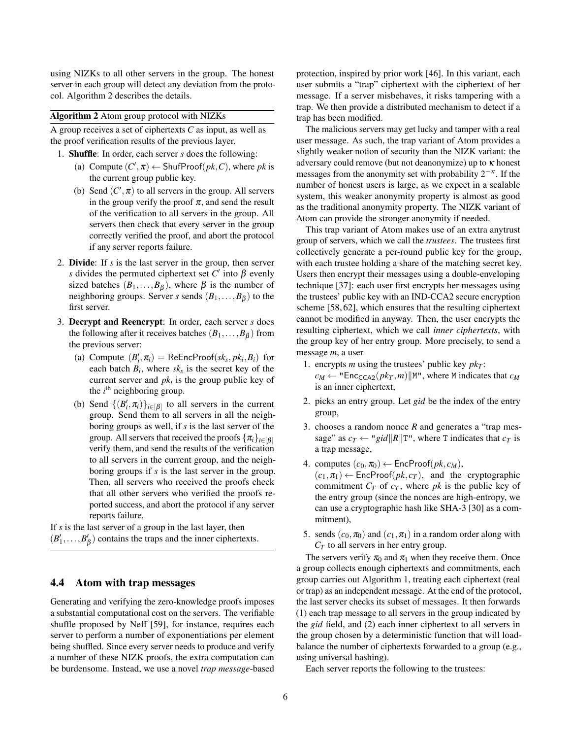using NIZKs to all other servers in the group. The honest server in each group will detect any deviation from the protocol. Algorithm 2 describes the details.

**Algorithm 2** Atom group protocol with NIZKs

A group receives a set of ciphertexts $C$ as input, as well as the proof verification results of the previous layer.

1. **Shuffle**: In order, each server $s$ does the following:
   (a) Compute $(C', \pi) \leftarrow \mathsf{ShufProof}(pk, C)$, where $pk$ is the current group public key.
   (b) Send $(C', \pi)$ to all servers in the group. All servers in the group verify the proof $\pi$, and send the result of the verification to all servers in the group. All servers then check that every server in the group correctly verified the proof, and abort the protocol if any server reports failure.
2. **Divide**: If $s$ is the last server in the group, then server $s$ divides the permuted ciphertext set $C'$ into $\beta$ evenly sized batches $(B_1, \ldots, B_\beta)$, where $\beta$ is the number of neighboring groups. Server $s$ sends $(B_1, \ldots, B_\beta)$ to the first server.
3. **Decrypt and Reencrypt**: In order, each server $s$ does the following after it receives batches $(B_1, \ldots, B_\beta)$ from the previous server:
   (a) Compute $(B'_i, \pi_i) = \mathsf{ReEncProof}(sk_s, pk_i, B_i)$ for each batch $B_i$, where $sk_s$ is the secret key of the current server and $pk_i$ is the group public key of the $i^{\text{th}}$ neighboring group.
   (b) Send $\{(B'_i, \pi_i)\}_{i \in [\beta]}$ to all servers in the current group. Send them to all servers in all the neighboring groups as well, if $s$ is the last server of the group. All servers that received the proofs $\{\pi_i\}_{i \in [\beta]}$ verify them, and send the results of the verification to all servers in the current group, and the neighboring groups if $s$ is the last server in the group. Then, all servers who received the proofs check that all other servers who verified the proofs reported success, and abort the protocol if any server reports failure.

If $s$ is the last server of a group in the last layer, then $(B'_1, \ldots, B'_\beta)$ contains the traps and the inner ciphertexts.

### 4.4 Atom with trap messages

Generating and verifying the zero-knowledge proofs imposes a substantial computational cost on the servers. The verifiable shuffle proposed by Neff [59], for instance, requires each server to perform a number of exponentiations per element being shuffled. Since every server needs to produce and verify a number of these NIZK proofs, the extra computation can be burdensome. Instead, we use a novel *trap message*-based protection, inspired by prior work [46]. In this variant, each user submits a "trap" ciphertext with the ciphertext of her message. If a server misbehaves, it risks tampering with a trap. We then provide a distributed mechanism to detect if a trap has been modified.

The malicious servers may get lucky and tamper with a real user message. As such, the trap variant of Atom provides a slightly weaker notion of security than the NIZK variant: the adversary could remove (but not deanonymize) up to $\kappa$ honest messages from the anonymity set with probability $2^{-\kappa}$. If the number of honest users is large, as we expect in a scalable system, this weaker anonymity property is almost as good as the traditional anonymity property. The NIZK variant of Atom can provide the stronger anonymity if needed.

This trap variant of Atom makes use of an extra anytrust group of servers, which we call the *trustees*. The trustees first collectively generate a per-round public key for the group, with each trustee holding a share of the matching secret key. Users then encrypt their messages using a double-enveloping technique [37]: each user first encrypts her messages using the trustees' public key with an IND-CCA2 secure encryption scheme [58, 62], which ensures that the resulting ciphertext cannot be modified in anyway. Then, the user encrypts the resulting ciphertext, which we call *inner ciphertexts*, with the group key of her entry group. More precisely, to send a message $m$, a user

1. encrypts $m$ using the trustees' public key $pk_T$: $c_M \leftarrow$ "$\mathsf{Enc}_{\mathsf{CCA2}}(pk_T, m) \| \mathtt{M}$", where M indicates that $c_M$ is an inner ciphertext,
2. picks an entry group. Let $gid$ be the index of the entry group,
3. chooses a random nonce $R$ and generates a "trap message" as $c_T \leftarrow$ "$gid \| R \| \mathtt{T}$", where T indicates that $c_T$ is a trap message,
4. computes $(c_0, \pi_0) \leftarrow \mathsf{EncProof}(pk, c_M)$, $(c_1, \pi_1) \leftarrow \mathsf{EncProof}(pk, c_T)$, and the cryptographic commitment $C_T$ of $c_T$, where $pk$ is the public key of the entry group (since the nonces are high-entropy, we can use a cryptographic hash like SHA-3 [30] as a commitment),
5. sends $(c_0, \pi_0)$ and $(c_1, \pi_1)$ in a random order along with $C_T$ to all servers in her entry group.

The servers verify $\pi_0$ and $\pi_1$ when they receive them. Once a group collects enough ciphertexts and commitments, each group carries out Algorithm 1, treating each ciphertext (real or trap) as an independent message. At the end of the protocol, the last server checks its subset of messages. It then forwards (1) each trap message to all servers in the group indicated by the $gid$ field, and (2) each inner ciphertext to all servers in the group chosen by a deterministic function that will load-balance the number of ciphertexts forwarded to a group (e.g., using universal hashing).

Each server reports the following to the trustees: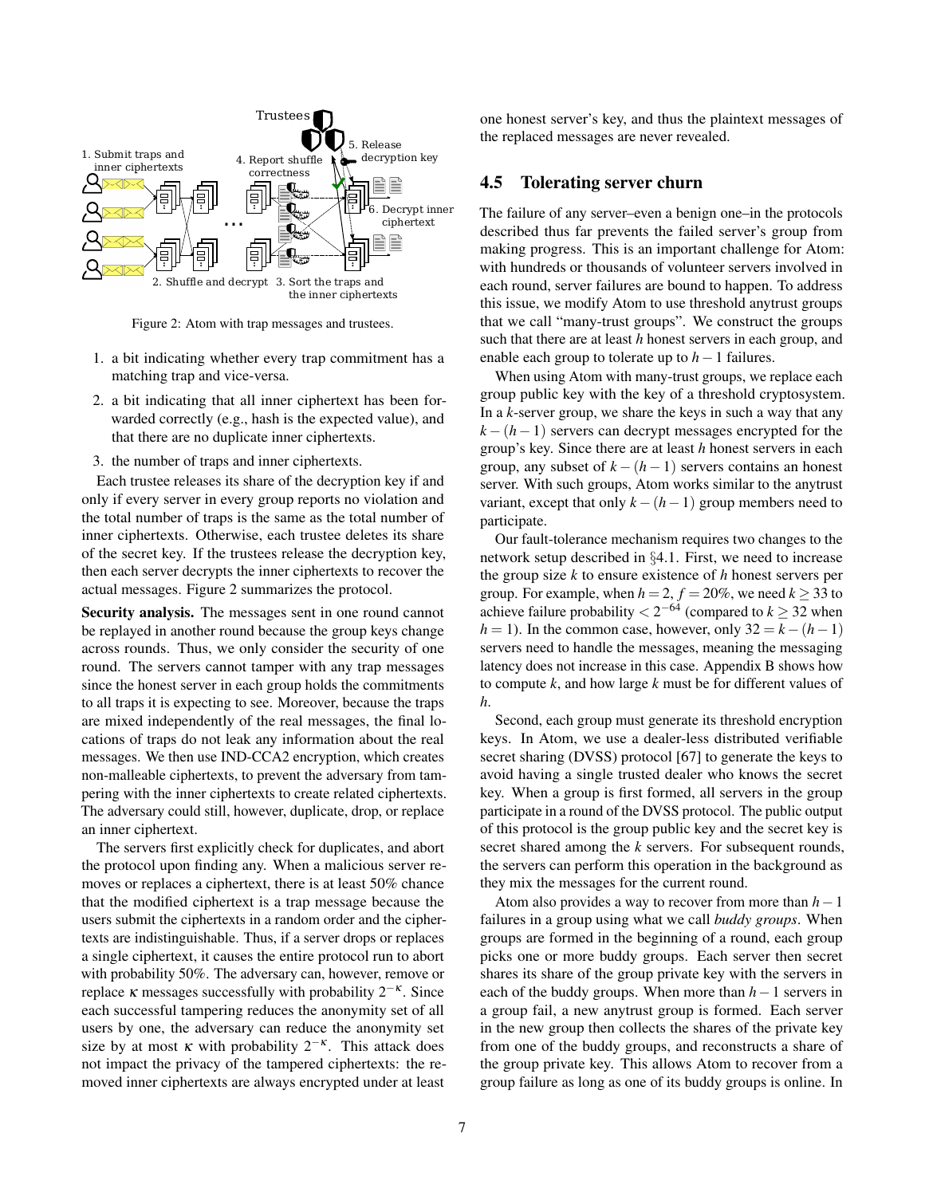Figure 2: Atom with trap messages and trustees.

1. a bit indicating whether every trap commitment has a matching trap and vice-versa.
2. a bit indicating that all inner ciphertext has been forwarded correctly (e.g., hash is the expected value), and that there are no duplicate inner ciphertexts.
3. the number of traps and inner ciphertexts.

Each trustee releases its share of the decryption key if and only if every server in every group reports no violation and the total number of traps is the same as the total number of inner ciphertexts. Otherwise, each trustee deletes its share of the secret key. If the trustees release the decryption key, then each server decrypts the inner ciphertexts to recover the actual messages. Figure 2 summarizes the protocol.

**Security analysis.** The messages sent in one round cannot be replayed in another round because the group keys change across rounds. Thus, we only consider the security of one round. The servers cannot tamper with any trap messages since the honest server in each group holds the commitments to all traps it is expecting to see. Moreover, because the traps are mixed independently of the real messages, the final locations of traps do not leak any information about the real messages. We then use IND-CCA2 encryption, which creates non-malleable ciphertexts, to prevent the adversary from tampering with the inner ciphertexts to create related ciphertexts. The adversary could still, however, duplicate, drop, or replace an inner ciphertext.

The servers first explicitly check for duplicates, and abort the protocol upon finding any. When a malicious server removes or replaces a ciphertext, there is at least 50% chance that the modified ciphertext is a trap message because the users submit the ciphertexts in a random order and the ciphertexts are indistinguishable. Thus, if a server drops or replaces a single ciphertext, it causes the entire protocol run to abort with probability 50%. The adversary can, however, remove or replace $\kappa$ messages successfully with probability $2^{-\kappa}$. Since each successful tampering reduces the anonymity set of all users by one, the adversary can reduce the anonymity set size by at most $\kappa$ with probability $2^{-\kappa}$. This attack does not impact the privacy of the tampered ciphertexts: the removed inner ciphertexts are always encrypted under at least one honest server's key, and thus the plaintext messages of the replaced messages are never revealed.

## 4.5 Tolerating server churn

The failure of any server–even a benign one–in the protocols described thus far prevents the failed server's group from making progress. This is an important challenge for Atom: with hundreds or thousands of volunteer servers involved in each round, server failures are bound to happen. To address this issue, we modify Atom to use threshold anytrust groups that we call "many-trust groups". We construct the groups such that there are at least $h$ honest servers in each group, and enable each group to tolerate up to $h-1$ failures.

When using Atom with many-trust groups, we replace each group public key with the key of a threshold cryptosystem. In a $k$-server group, we share the keys in such a way that any $k-(h-1)$ servers can decrypt messages encrypted for the group's key. Since there are at least $h$ honest servers in each group, any subset of $k-(h-1)$ servers contains an honest server. With such groups, Atom works similar to the anytrust variant, except that only $k-(h-1)$ group members need to participate.

Our fault-tolerance mechanism requires two changes to the network setup described in §4.1. First, we need to increase the group size $k$ to ensure existence of $h$ honest servers per group. For example, when $h=2$, $f=20\%$, we need $k \geq 33$ to achieve failure probability $< 2^{-64}$ (compared to $k \geq 32$ when $h=1$). In the common case, however, only $32 = k-(h-1)$ servers need to handle the messages, meaning the messaging latency does not increase in this case. Appendix B shows how to compute $k$, and how large $k$ must be for different values of $h$.

Second, each group must generate its threshold encryption keys. In Atom, we use a dealer-less distributed verifiable secret sharing (DVSS) protocol [67] to generate the keys to avoid having a single trusted dealer who knows the secret key. When a group is first formed, all servers in the group participate in a round of the DVSS protocol. The public output of this protocol is the group public key and the secret key is secret shared among the $k$ servers. For subsequent rounds, the servers can perform this operation in the background as they mix the messages for the current round.

Atom also provides a way to recover from more than $h-1$ failures in a group using what we call *buddy groups*. When groups are formed in the beginning of a round, each group picks one or more buddy groups. Each server then secret shares its share of the group private key with the servers in each of the buddy groups. When more than $h-1$ servers in a group fail, a new anytrust group is formed. Each server in the new group then collects the shares of the private key from one of the buddy groups, and reconstructs a share of the group private key. This allows Atom to recover from a group failure as long as one of its buddy groups is online. In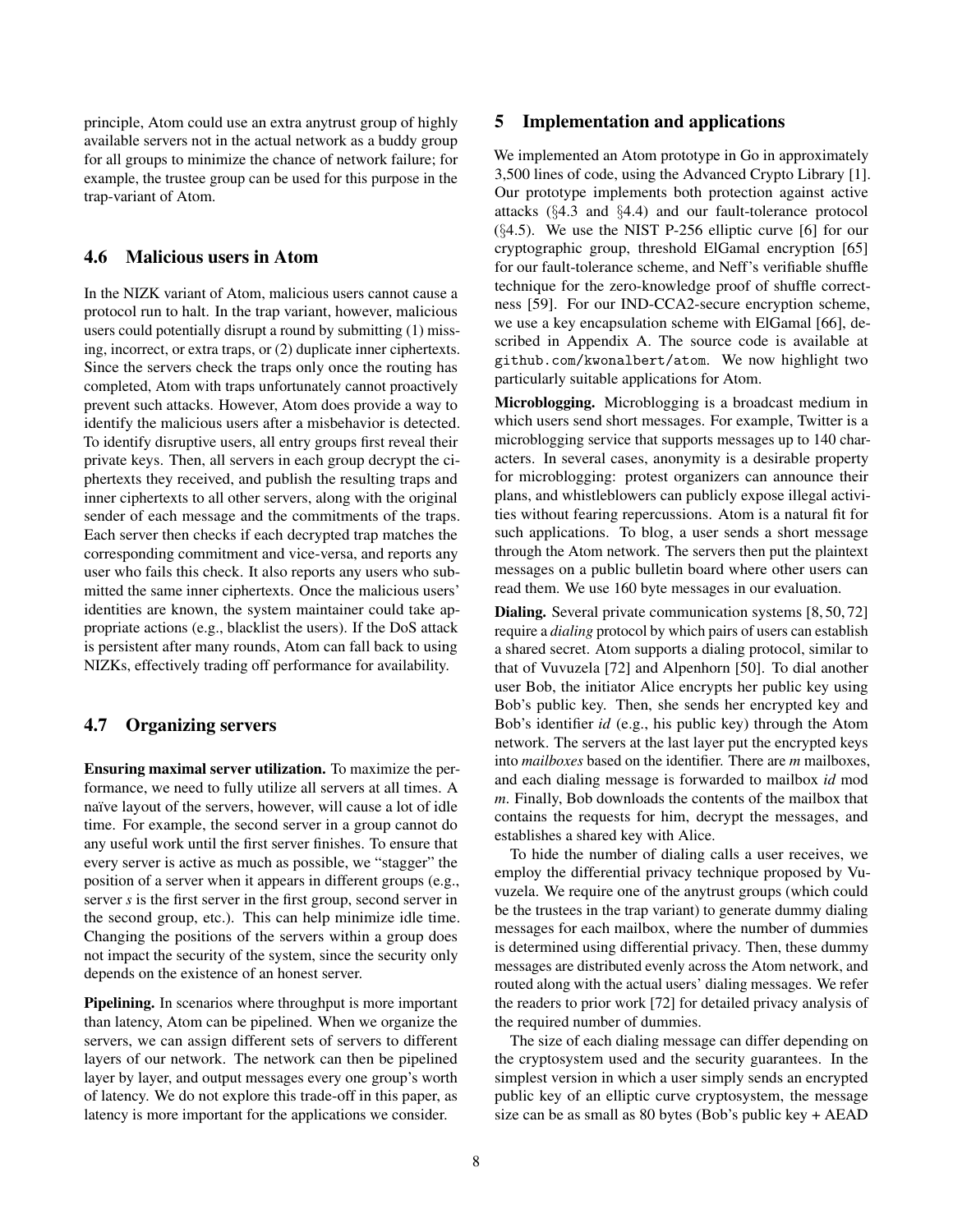principle, Atom could use an extra anytrust group of highly available servers not in the actual network as a buddy group for all groups to minimize the chance of network failure; for example, the trustee group can be used for this purpose in the trap-variant of Atom.

### 4.6 Malicious users in Atom

In the NIZK variant of Atom, malicious users cannot cause a protocol run to halt. In the trap variant, however, malicious users could potentially disrupt a round by submitting (1) missing, incorrect, or extra traps, or (2) duplicate inner ciphertexts. Since the servers check the traps only once the routing has completed, Atom with traps unfortunately cannot proactively prevent such attacks. However, Atom does provide a way to identify the malicious users after a misbehavior is detected. To identify disruptive users, all entry groups first reveal their private keys. Then, all servers in each group decrypt the ciphertexts they received, and publish the resulting traps and inner ciphertexts to all other servers, along with the original sender of each message and the commitments of the traps. Each server then checks if each decrypted trap matches the corresponding commitment and vice-versa, and reports any user who fails this check. It also reports any users who submitted the same inner ciphertexts. Once the malicious users' identities are known, the system maintainer could take appropriate actions (e.g., blacklist the users). If the DoS attack is persistent after many rounds, Atom can fall back to using NIZKs, effectively trading off performance for availability.

### 4.7 Organizing servers

**Ensuring maximal server utilization.** To maximize the performance, we need to fully utilize all servers at all times. A naïve layout of the servers, however, will cause a lot of idle time. For example, the second server in a group cannot do any useful work until the first server finishes. To ensure that every server is active as much as possible, we "stagger" the position of a server when it appears in different groups (e.g., server $s$ is the first server in the first group, second server in the second group, etc.). This can help minimize idle time. Changing the positions of the servers within a group does not impact the security of the system, since the security only depends on the existence of an honest server.

**Pipelining.** In scenarios where throughput is more important than latency, Atom can be pipelined. When we organize the servers, we can assign different sets of servers to different layers of our network. The network can then be pipelined layer by layer, and output messages every one group's worth of latency. We do not explore this trade-off in this paper, as latency is more important for the applications we consider.

## 5 Implementation and applications

We implemented an Atom prototype in Go in approximately 3,500 lines of code, using the Advanced Crypto Library [1]. Our prototype implements both protection against active attacks (§4.3 and §4.4) and our fault-tolerance protocol (§4.5). We use the NIST P-256 elliptic curve [6] for our cryptographic group, threshold ElGamal encryption [65] for our fault-tolerance scheme, and Neff's verifiable shuffle technique for the zero-knowledge proof of shuffle correctness [59]. For our IND-CCA2-secure encryption scheme, we use a key encapsulation scheme with ElGamal [66], described in Appendix A. The source code is available at `github.com/kwonalbert/atom`. We now highlight two particularly suitable applications for Atom.

**Microblogging.** Microblogging is a broadcast medium in which users send short messages. For example, Twitter is a microblogging service that supports messages up to 140 characters. In several cases, anonymity is a desirable property for microblogging: protest organizers can announce their plans, and whistleblowers can publicly expose illegal activities without fearing repercussions. Atom is a natural fit for such applications. To blog, a user sends a short message through the Atom network. The servers then put the plaintext messages on a public bulletin board where other users can read them. We use 160 byte messages in our evaluation.

**Dialing.** Several private communication systems [8, 50, 72] require a *dialing* protocol by which pairs of users can establish a shared secret. Atom supports a dialing protocol, similar to that of Vuvuzela [72] and Alpenhorn [50]. To dial another user Bob, the initiator Alice encrypts her public key using Bob's public key. Then, she sends her encrypted key and Bob's identifier *id* (e.g., his public key) through the Atom network. The servers at the last layer put the encrypted keys into *mailboxes* based on the identifier. There are $m$ mailboxes, and each dialing message is forwarded to mailbox *id* mod $m$. Finally, Bob downloads the contents of the mailbox that contains the requests for him, decrypt the messages, and establishes a shared key with Alice.

To hide the number of dialing calls a user receives, we employ the differential privacy technique proposed by Vuvuzela. We require one of the anytrust groups (which could be the trustees in the trap variant) to generate dummy dialing messages for each mailbox, where the number of dummies is determined using differential privacy. Then, these dummy messages are distributed evenly across the Atom network, and routed along with the actual users' dialing messages. We refer the readers to prior work [72] for detailed privacy analysis of the required number of dummies.

The size of each dialing message can differ depending on the cryptosystem used and the security guarantees. In the simplest version in which a user simply sends an encrypted public key of an elliptic curve cryptosystem, the message size can be as small as 80 bytes (Bob's public key + AEAD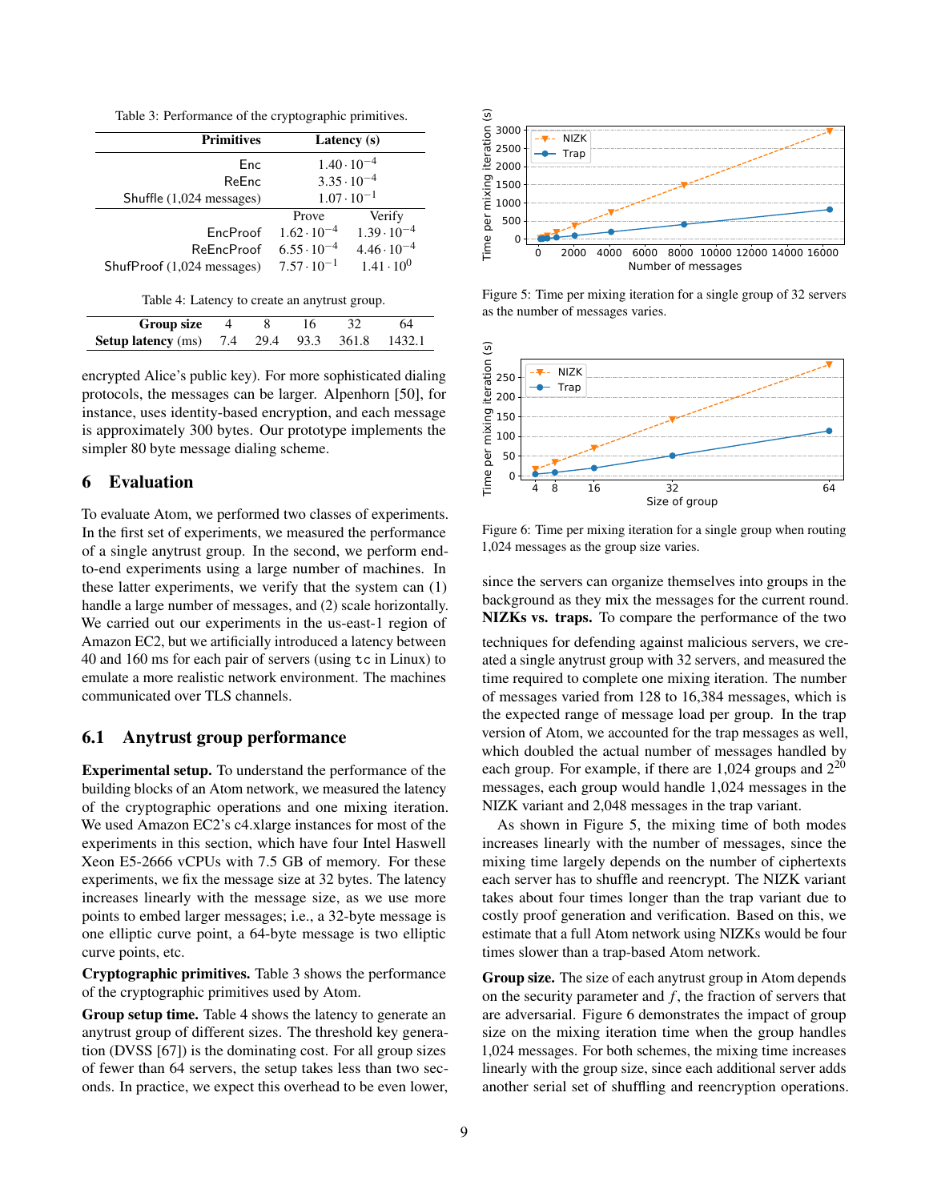Table 3: Performance of the cryptographic primitives.

| Primitives | Latency (s) | |
|---|---|---|
| Enc | $1.40 \cdot 10^{-4}$ | |
| ReEnc | $3.35 \cdot 10^{-4}$ | |
| Shuffle (1,024 messages) | $1.07 \cdot 10^{-1}$ | |
| | Prove | Verify |
| EncProof | $1.62 \cdot 10^{-4}$ | $1.39 \cdot 10^{-4}$ |
| ReEncProof | $6.55 \cdot 10^{-4}$ | $4.46 \cdot 10^{-4}$ |
| ShufProof (1,024 messages) | $7.57 \cdot 10^{-1}$ | $1.41 \cdot 10^{0}$ |

Table 4: Latency to create an anytrust group.

| Group size | 4 | 8 | 16 | 32 | 64 |
|---|---|---|---|---|---|
| **Setup latency** (ms) | 7.4 | 29.4 | 93.3 | 361.8 | 1432.1 |

encrypted Alice's public key). For more sophisticated dialing protocols, the messages can be larger. Alpenhorn [50], for instance, uses identity-based encryption, and each message is approximately 300 bytes. Our prototype implements the simpler 80 byte message dialing scheme.

## 6 Evaluation

To evaluate Atom, we performed two classes of experiments. In the first set of experiments, we measured the performance of a single anytrust group. In the second, we perform end-to-end experiments using a large number of machines. In these latter experiments, we verify that the system can (1) handle a large number of messages, and (2) scale horizontally. We carried out our experiments in the us-east-1 region of Amazon EC2, but we artificially introduced a latency between 40 and 160 ms for each pair of servers (using `tc` in Linux) to emulate a more realistic network environment. The machines communicated over TLS channels.

### 6.1 Anytrust group performance

**Experimental setup.** To understand the performance of the building blocks of an Atom network, we measured the latency of the cryptographic operations and one mixing iteration. We used Amazon EC2's c4.xlarge instances for most of the experiments in this section, which have four Intel Haswell Xeon E5-2666 vCPUs with 7.5 GB of memory. For these experiments, we fix the message size at 32 bytes. The latency increases linearly with the message size, as we use more points to embed larger messages; i.e., a 32-byte message is one elliptic curve point, a 64-byte message is two elliptic curve points, etc.

**Cryptographic primitives.** Table 3 shows the performance of the cryptographic primitives used by Atom.

**Group setup time.** Table 4 shows the latency to generate an anytrust group of different sizes. The threshold key generation (DVSS [67]) is the dominating cost. For all group sizes of fewer than 64 servers, the setup takes less than two seconds. In practice, we expect this overhead to be even lower, since the servers can organize themselves into groups in the background as they mix the messages for the current round.

Figure 5: Time per mixing iteration for a single group of 32 servers as the number of messages varies.

Figure 6: Time per mixing iteration for a single group when routing 1,024 messages as the group size varies.

**NIZKs vs. traps.** To compare the performance of the two techniques for defending against malicious servers, we created a single anytrust group with 32 servers, and measured the time required to complete one mixing iteration. The number of messages varied from 128 to 16,384 messages, which is the expected range of message load per group. In the trap version of Atom, we accounted for the trap messages as well, which doubled the actual number of messages handled by each group. For example, if there are 1,024 groups and $2^{20}$ messages, each group would handle 1,024 messages in the NIZK variant and 2,048 messages in the trap variant.

As shown in Figure 5, the mixing time of both modes increases linearly with the number of messages, since the mixing time largely depends on the number of ciphertexts each server has to shuffle and reencrypt. The NIZK variant takes about four times longer than the trap variant due to costly proof generation and verification. Based on this, we estimate that a full Atom network using NIZKs would be four times slower than a trap-based Atom network.

**Group size.** The size of each anytrust group in Atom depends on the security parameter and $f$, the fraction of servers that are adversarial. Figure 6 demonstrates the impact of group size on the mixing iteration time when the group handles 1,024 messages. For both schemes, the mixing time increases linearly with the group size, since each additional server adds another serial set of shuffling and reencryption operations.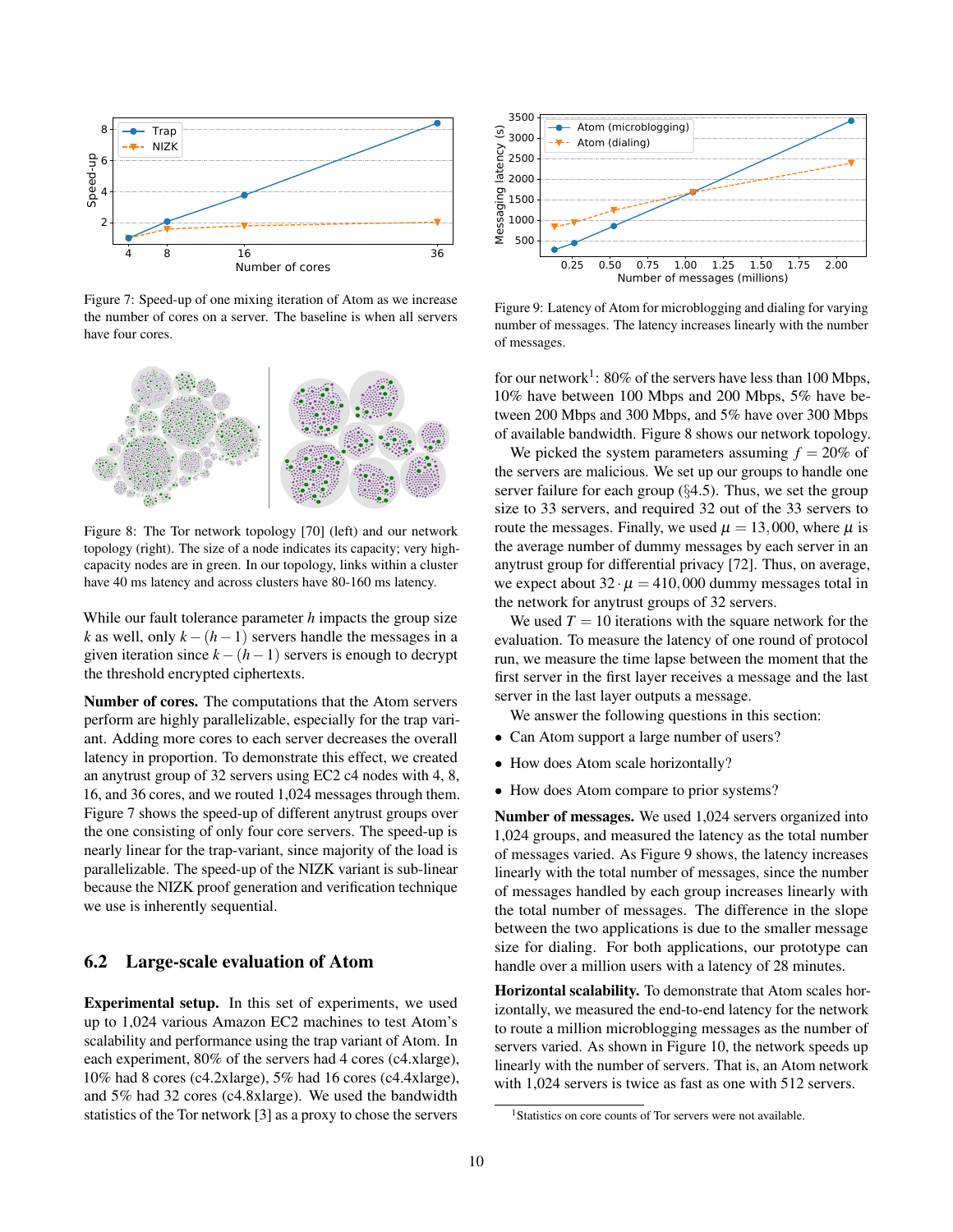Figure 7: Speed-up of one mixing iteration of Atom as we increase the number of cores on a server. The baseline is when all servers have four cores.

Figure 8: The Tor network topology [70] (left) and our network topology (right). The size of a node indicates its capacity; very high-capacity nodes are in green. In our topology, links within a cluster have 40 ms latency and across clusters have 80-160 ms latency.

While our fault tolerance parameter $h$ impacts the group size $k$ as well, only $k-(h-1)$ servers handle the messages in a given iteration since $k-(h-1)$ servers is enough to decrypt the threshold encrypted ciphertexts.

**Number of cores.** The computations that the Atom servers perform are highly parallelizable, especially for the trap variant. Adding more cores to each server decreases the overall latency in proportion. To demonstrate this effect, we created an anytrust group of 32 servers using EC2 c4 nodes with 4, 8, 16, and 36 cores, and we routed 1,024 messages through them. Figure 7 shows the speed-up of different anytrust groups over the one consisting of only four core servers. The speed-up is nearly linear for the trap-variant, since majority of the load is parallelizable. The speed-up of the NIZK variant is sub-linear because the NIZK proof generation and verification technique we use is inherently sequential.

## 6.2 Large-scale evaluation of Atom

**Experimental setup.** In this set of experiments, we used up to 1,024 various Amazon EC2 machines to test Atom's scalability and performance using the trap variant of Atom. In each experiment, 80% of the servers had 4 cores (c4.xlarge), 10% had 8 cores (c4.2xlarge), 5% had 16 cores (c4.4xlarge), and 5% had 32 cores (c4.8xlarge). We used the bandwidth statistics of the Tor network [3] as a proxy to chose the servers

Figure 9: Latency of Atom for microblogging and dialing for varying number of messages. The latency increases linearly with the number of messages.

for our network[1]: 80% of the servers have less than 100 Mbps, 10% have between 100 Mbps and 200 Mbps, 5% have between 200 Mbps and 300 Mbps, and 5% have over 300 Mbps of available bandwidth. Figure 8 shows our network topology.

We picked the system parameters assuming $f = 20\%$ of the servers are malicious. We set up our groups to handle one server failure for each group (§4.5). Thus, we set the group size to 33 servers, and required 32 out of the 33 servers to route the messages. Finally, we used $\mu = 13,000$, where $\mu$ is the average number of dummy messages by each server in an anytrust group for differential privacy [72]. Thus, on average, we expect about $32 \cdot \mu = 410,000$ dummy messages total in the network for anytrust groups of 32 servers.

We used $T = 10$ iterations with the square network for the evaluation. To measure the latency of one round of protocol run, we measure the time lapse between the moment that the first server in the first layer receives a message and the last server in the last layer outputs a message.

We answer the following questions in this section:

- Can Atom support a large number of users?
- How does Atom scale horizontally?
- How does Atom compare to prior systems?

**Number of messages.** We used 1,024 servers organized into 1,024 groups, and measured the latency as the total number of messages varied. As Figure 9 shows, the latency increases linearly with the total number of messages, since the number of messages handled by each group increases linearly with the total number of messages. The difference in the slope between the two applications is due to the smaller message size for dialing. For both applications, our prototype can handle over a million users with a latency of 28 minutes.

**Horizontal scalability.** To demonstrate that Atom scales horizontally, we measured the end-to-end latency for the network to route a million microblogging messages as the number of servers varied. As shown in Figure 10, the network speeds up linearly with the number of servers. That is, an Atom network with 1,024 servers is twice as fast as one with 512 servers.

[1] Statistics on core counts of Tor servers were not available.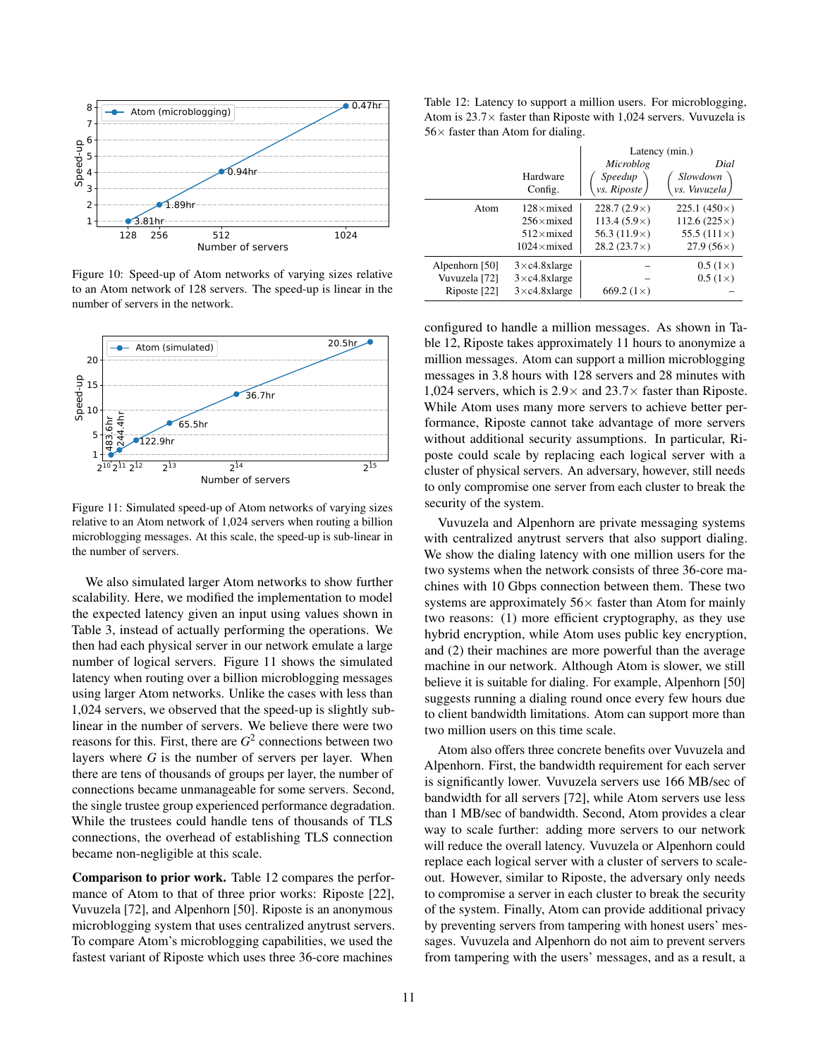Figure 10: Speed-up of Atom networks of varying sizes relative to an Atom network of 128 servers. The speed-up is linear in the number of servers in the network.

Figure 11: Simulated speed-up of Atom networks of varying sizes relative to an Atom network of 1,024 servers when routing a billion microblogging messages. At this scale, the speed-up is sub-linear in the number of servers.

We also simulated larger Atom networks to show further scalability. Here, we modified the implementation to model the expected latency given an input using values shown in Table 3, instead of actually performing the operations. We then had each physical server in our network emulate a large number of logical servers. Figure 11 shows the simulated latency when routing over a billion microblogging messages using larger Atom networks. Unlike the cases with less than 1,024 servers, we observed that the speed-up is slightly sub-linear in the number of servers. We believe there were two reasons for this. First, there are $G^2$ connections between two layers where $G$ is the number of servers per layer. When there are tens of thousands of groups per layer, the number of connections became unmanageable for some servers. Second, the single trustee group experienced performance degradation. While the trustees could handle tens of thousands of TLS connections, the overhead of establishing TLS connection became non-negligible at this scale.

**Comparison to prior work.** Table 12 compares the performance of Atom to that of three prior works: Riposte [22], Vuvuzela [72], and Alpenhorn [50]. Riposte is an anonymous microblogging system that uses centralized anytrust servers. To compare Atom's microblogging capabilities, we used the fastest variant of Riposte which uses three 36-core machines configured to handle a million messages. As shown in Table 12, Riposte takes approximately 11 hours to anonymize a million messages. Atom can support a million microblogging messages in 3.8 hours with 128 servers and 28 minutes with 1,024 servers, which is 2.9× and 23.7× faster than Riposte. While Atom uses many more servers to achieve better performance, Riposte cannot take advantage of more servers without additional security assumptions. In particular, Riposte could scale by replacing each logical server with a cluster of physical servers. An adversary, however, still needs to only compromise one server from each cluster to break the security of the system.

Table 12: Latency to support a million users. For microblogging, Atom is 23.7× faster than Riposte with 1,024 servers. Vuvuzela is 56× faster than Atom for dialing.

| | Hardware Config. | Latency (min.) Microblog (Speedup vs. Riposte) | Dial (Slowdown vs. Vuvuzela) |
|---|---|---|---|
| Atom | 128×mixed | 228.7 (2.9×) | 225.1 (450×) |
| | 256×mixed | 113.4 (5.9×) | 112.6 (225×) |
| | 512×mixed | 56.3 (11.9×) | 55.5 (111×) |
| | 1024×mixed | 28.2 (23.7×) | 27.9 (56×) |
| Alpenhorn [50] | 3×c4.8xlarge | – | 0.5 (1×) |
| Vuvuzela [72] | 3×c4.8xlarge | – | 0.5 (1×) |
| Riposte [22] | 3×c4.8xlarge | 669.2 (1×) | – |

Vuvuzela and Alpenhorn are private messaging systems with centralized anytrust servers that also support dialing. We show the dialing latency with one million users for the two systems when the network consists of three 36-core machines with 10 Gbps connection between them. These two systems are approximately 56× faster than Atom for mainly two reasons: (1) more efficient cryptography, as they use hybrid encryption, while Atom uses public key encryption, and (2) their machines are more powerful than the average machine in our network. Although Atom is slower, we still believe it is suitable for dialing. For example, Alpenhorn [50] suggests running a dialing round once every few hours due to client bandwidth limitations. Atom can support more than two million users on this time scale.

Atom also offers three concrete benefits over Vuvuzela and Alpenhorn. First, the bandwidth requirement for each server is significantly lower. Vuvuzela servers use 166 MB/sec of bandwidth for all servers [72], while Atom servers use less than 1 MB/sec of bandwidth. Second, Atom provides a clear way to scale further: adding more servers to our network will reduce the overall latency. Vuvuzela or Alpenhorn could replace each logical server with a cluster of servers to scale-out. However, similar to Riposte, the adversary only needs to compromise a server in each cluster to break the security of the system. Finally, Atom can provide additional privacy by preventing servers from tampering with honest users' messages. Vuvuzela and Alpenhorn do not aim to prevent servers from tampering with the users' messages, and as a result, a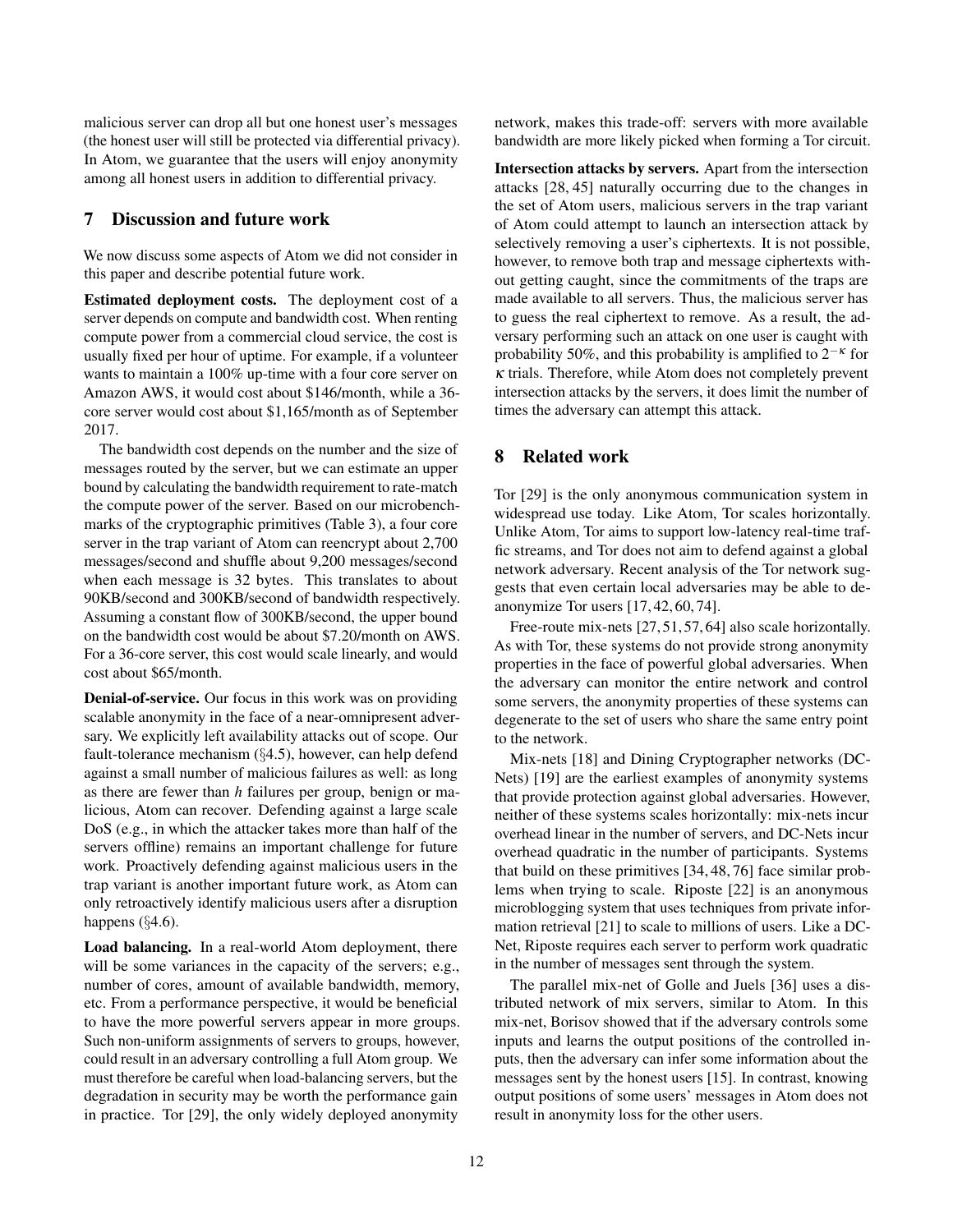malicious server can drop all but one honest user's messages (the honest user will still be protected via differential privacy). In Atom, we guarantee that the users will enjoy anonymity among all honest users in addition to differential privacy.

## 7 Discussion and future work

We now discuss some aspects of Atom we did not consider in this paper and describe potential future work.

**Estimated deployment costs.** The deployment cost of a server depends on compute and bandwidth cost. When renting compute power from a commercial cloud service, the cost is usually fixed per hour of uptime. For example, if a volunteer wants to maintain a 100% up-time with a four core server on Amazon AWS, it would cost about \$146/month, while a 36-core server would cost about \$1,165/month as of September 2017.

The bandwidth cost depends on the number and the size of messages routed by the server, but we can estimate an upper bound by calculating the bandwidth requirement to rate-match the compute power of the server. Based on our microbenchmarks of the cryptographic primitives (Table 3), a four core server in the trap variant of Atom can reencrypt about 2,700 messages/second and shuffle about 9,200 messages/second when each message is 32 bytes. This translates to about 90KB/second and 300KB/second of bandwidth respectively. Assuming a constant flow of 300KB/second, the upper bound on the bandwidth cost would be about \$7.20/month on AWS. For a 36-core server, this cost would scale linearly, and would cost about \$65/month.

**Denial-of-service.** Our focus in this work was on providing scalable anonymity in the face of a near-omnipresent adversary. We explicitly left availability attacks out of scope. Our fault-tolerance mechanism (§4.5), however, can help defend against a small number of malicious failures as well: as long as there are fewer than $h$ failures per group, benign or malicious, Atom can recover. Defending against a large scale DoS (e.g., in which the attacker takes more than half of the servers offline) remains an important challenge for future work. Proactively defending against malicious users in the trap variant is another important future work, as Atom can only retroactively identify malicious users after a disruption happens (§4.6).

**Load balancing.** In a real-world Atom deployment, there will be some variances in the capacity of the servers; e.g., number of cores, amount of available bandwidth, memory, etc. From a performance perspective, it would be beneficial to have the more powerful servers appear in more groups. Such non-uniform assignments of servers to groups, however, could result in an adversary controlling a full Atom group. We must therefore be careful when load-balancing servers, but the degradation in security may be worth the performance gain in practice. Tor [29], the only widely deployed anonymity network, makes this trade-off: servers with more available bandwidth are more likely picked when forming a Tor circuit.

**Intersection attacks by servers.** Apart from the intersection attacks [28, 45] naturally occurring due to the changes in the set of Atom users, malicious servers in the trap variant of Atom could attempt to launch an intersection attack by selectively removing a user's ciphertexts. It is not possible, however, to remove both trap and message ciphertexts without getting caught, since the commitments of the traps are made available to all servers. Thus, the malicious server has to guess the real ciphertext to remove. As a result, the adversary performing such an attack on one user is caught with probability 50%, and this probability is amplified to $2^{-\kappa}$ for $\kappa$ trials. Therefore, while Atom does not completely prevent intersection attacks by the servers, it does limit the number of times the adversary can attempt this attack.

## 8 Related work

Tor [29] is the only anonymous communication system in widespread use today. Like Atom, Tor scales horizontally. Unlike Atom, Tor aims to support low-latency real-time traffic streams, and Tor does not aim to defend against a global network adversary. Recent analysis of the Tor network suggests that even certain local adversaries may be able to deanonymize Tor users [17, 42, 60, 74].

Free-route mix-nets [27, 51, 57, 64] also scale horizontally. As with Tor, these systems do not provide strong anonymity properties in the face of powerful global adversaries. When the adversary can monitor the entire network and control some servers, the anonymity properties of these systems can degenerate to the set of users who share the same entry point to the network.

Mix-nets [18] and Dining Cryptographer networks (DC-Nets) [19] are the earliest examples of anonymity systems that provide protection against global adversaries. However, neither of these systems scales horizontally: mix-nets incur overhead linear in the number of servers, and DC-Nets incur overhead quadratic in the number of participants. Systems that build on these primitives [34, 48, 76] face similar problems when trying to scale. Riposte [22] is an anonymous microblogging system that uses techniques from private information retrieval [21] to scale to millions of users. Like a DC-Net, Riposte requires each server to perform work quadratic in the number of messages sent through the system.

The parallel mix-net of Golle and Juels [36] uses a distributed network of mix servers, similar to Atom. In this mix-net, Borisov showed that if the adversary controls some inputs and learns the output positions of the controlled inputs, then the adversary can infer some information about the messages sent by the honest users [15]. In contrast, knowing output positions of some users' messages in Atom does not result in anonymity loss for the other users.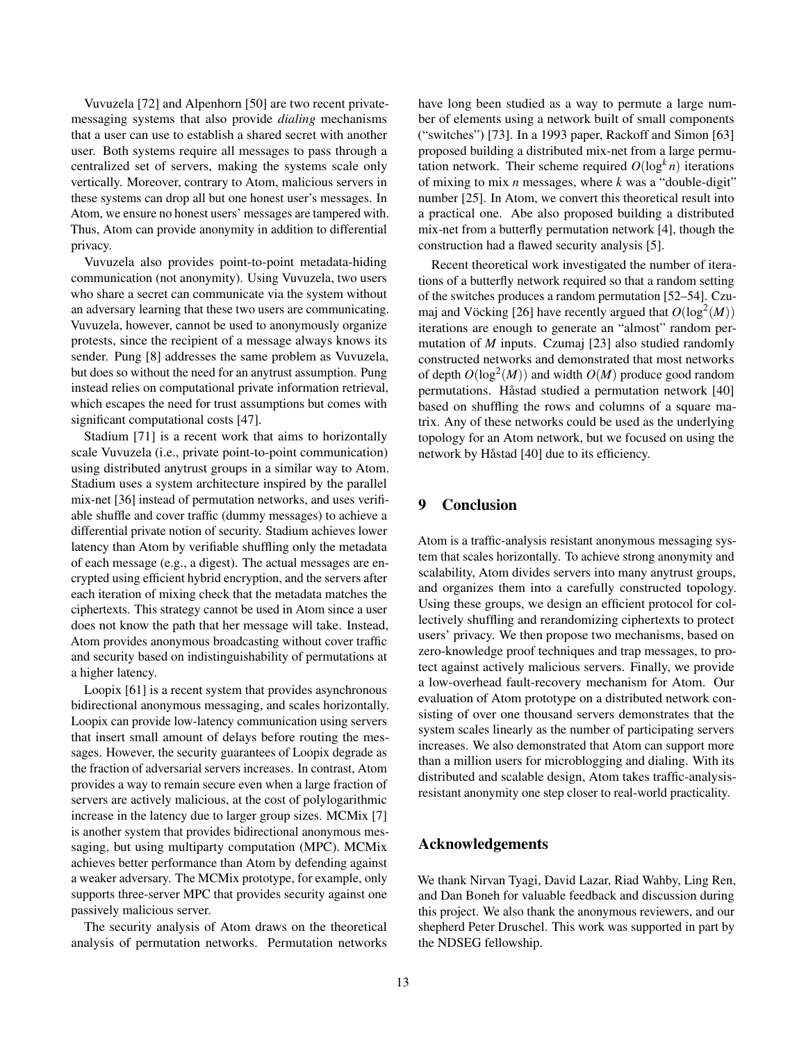Vuvuzela [72] and Alpenhorn [50] are two recent private-messaging systems that also provide *dialing* mechanisms that a user can use to establish a shared secret with another user. Both systems require all messages to pass through a centralized set of servers, making the systems scale only vertically. Moreover, contrary to Atom, malicious servers in these systems can drop all but one honest user's messages. In Atom, we ensure no honest users' messages are tampered with. Thus, Atom can provide anonymity in addition to differential privacy.

Vuvuzela also provides point-to-point metadata-hiding communication (not anonymity). Using Vuvuzela, two users who share a secret can communicate via the system without an adversary learning that these two users are communicating. Vuvuzela, however, cannot be used to anonymously organize protests, since the recipient of a message always knows its sender. Pung [8] addresses the same problem as Vuvuzela, but does so without the need for an anytrust assumption. Pung instead relies on computational private information retrieval, which escapes the need for trust assumptions but comes with significant computational costs [47].

Stadium [71] is a recent work that aims to horizontally scale Vuvuzela (i.e., private point-to-point communication) using distributed anytrust groups in a similar way to Atom. Stadium uses a system architecture inspired by the parallel mix-net [36] instead of permutation networks, and uses verifiable shuffle and cover traffic (dummy messages) to achieve a differential private notion of security. Stadium achieves lower latency than Atom by verifiable shuffling only the metadata of each message (e.g., a digest). The actual messages are encrypted using efficient hybrid encryption, and the servers after each iteration of mixing check that the metadata matches the ciphertexts. This strategy cannot be used in Atom since a user does not know the path that her message will take. Instead, Atom provides anonymous broadcasting without cover traffic and security based on indistinguishability of permutations at a higher latency.

Loopix [61] is a recent system that provides asynchronous bidirectional anonymous messaging, and scales horizontally. Loopix can provide low-latency communication using servers that insert small amount of delays before routing the messages. However, the security guarantees of Loopix degrade as the fraction of adversarial servers increases. In contrast, Atom provides a way to remain secure even when a large fraction of servers are actively malicious, at the cost of polylogarithmic increase in the latency due to larger group sizes. MCMix [7] is another system that provides bidirectional anonymous messaging, but using multiparty computation (MPC). MCMix achieves better performance than Atom by defending against a weaker adversary. The MCMix prototype, for example, only supports three-server MPC that provides security against one passively malicious server.

The security analysis of Atom draws on the theoretical analysis of permutation networks. Permutation networks have long been studied as a way to permute a large number of elements using a network built of small components ("switches") [73]. In a 1993 paper, Rackoff and Simon [63] proposed building a distributed mix-net from a large permutation network. Their scheme required $O(\log^k n)$ iterations of mixing to mix $n$ messages, where $k$ was a "double-digit" number [25]. In Atom, we convert this theoretical result into a practical one. Abe also proposed building a distributed mix-net from a butterfly permutation network [4], though the construction had a flawed security analysis [5].

Recent theoretical work investigated the number of iterations of a butterfly network required so that a random setting of the switches produces a random permutation [52–54]. Czumaj and Vöcking [26] have recently argued that $O(\log^2(M))$ iterations are enough to generate an "almost" random permutation of $M$ inputs. Czumaj [23] also studied randomly constructed networks and demonstrated that most networks of depth $O(\log^2(M))$ and width $O(M)$ produce good random permutations. Håstad studied a permutation network [40] based on shuffling the rows and columns of a square matrix. Any of these networks could be used as the underlying topology for an Atom network, but we focused on using the network by Håstad [40] due to its efficiency.

## 9 Conclusion

Atom is a traffic-analysis resistant anonymous messaging system that scales horizontally. To achieve strong anonymity and scalability, Atom divides servers into many anytrust groups, and organizes them into a carefully constructed topology. Using these groups, we design an efficient protocol for collectively shuffling and rerandomizing ciphertexts to protect users' privacy. We then propose two mechanisms, based on zero-knowledge proof techniques and trap messages, to protect against actively malicious servers. Finally, we provide a low-overhead fault-recovery mechanism for Atom. Our evaluation of Atom prototype on a distributed network consisting of over one thousand servers demonstrates that the system scales linearly as the number of participating servers increases. We also demonstrated that Atom can support more than a million users for microblogging and dialing. With its distributed and scalable design, Atom takes traffic-analysis-resistant anonymity one step closer to real-world practicality.

## Acknowledgements

We thank Nirvan Tyagi, David Lazar, Riad Wahby, Ling Ren, and Dan Boneh for valuable feedback and discussion during this project. We also thank the anonymous reviewers, and our shepherd Peter Druschel. This work was supported in part by the NDSEG fellowship.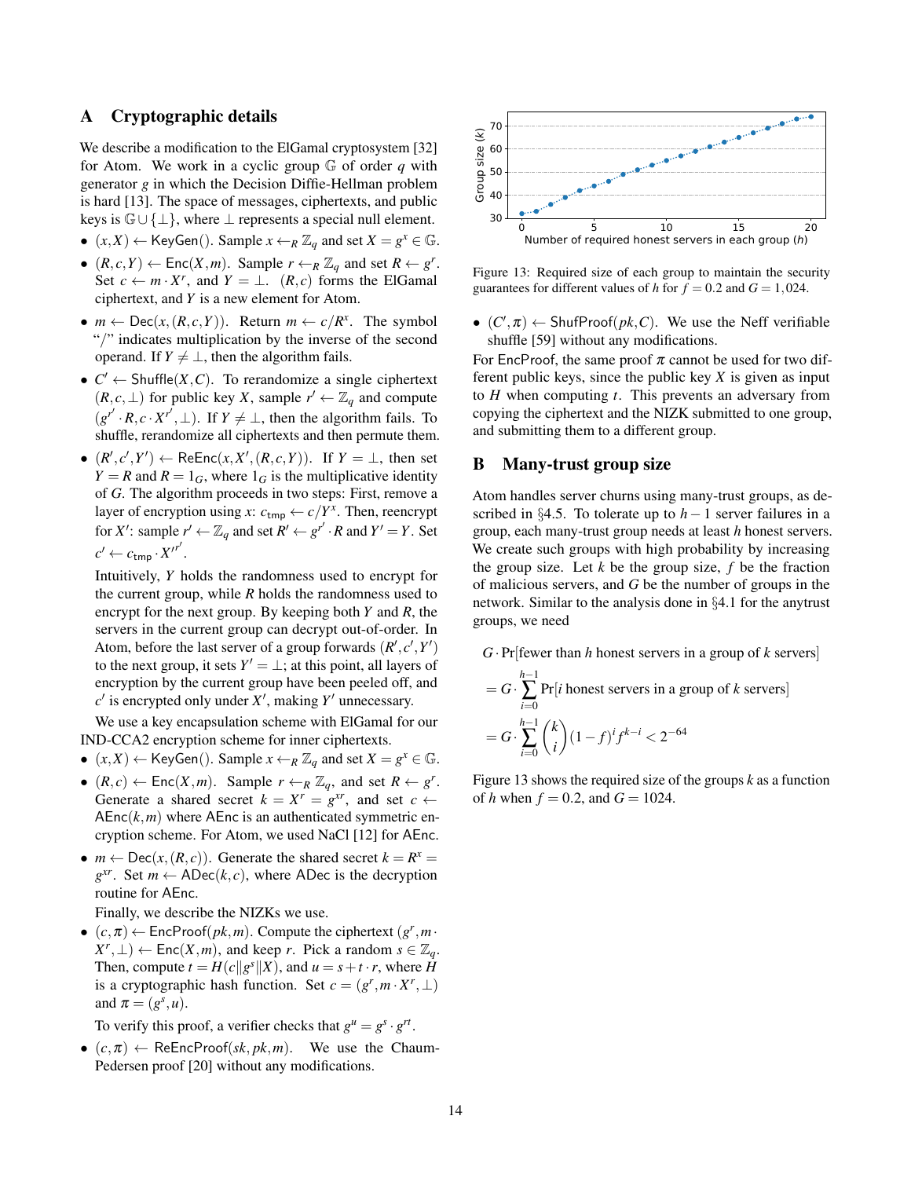## A Cryptographic details

We describe a modification to the ElGamal cryptosystem [32] for Atom. We work in a cyclic group $\mathbb{G}$ of order $q$ with generator $g$ in which the Decision Diffie-Hellman problem is hard [13]. The space of messages, ciphertexts, and public keys is $\mathbb{G} \cup \{\perp\}$, where $\perp$ represents a special null element.

- $(x, X) \leftarrow \mathsf{KeyGen}()$. Sample $x \leftarrow_R \mathbb{Z}_q$ and set $X = g^x \in \mathbb{G}$.
- $(R, c, Y) \leftarrow \mathsf{Enc}(X, m)$. Sample $r \leftarrow_R \mathbb{Z}_q$ and set $R \leftarrow g^r$. Set $c \leftarrow m \cdot X^r$, and $Y = \perp$. $(R, c)$ forms the ElGamal ciphertext, and $Y$ is a new element for Atom.
- $m \leftarrow \mathsf{Dec}(x, (R, c, Y))$. Return $m \leftarrow c/R^x$. The symbol "/" indicates multiplication by the inverse of the second operand. If $Y \neq \perp$, then the algorithm fails.
- $C' \leftarrow \mathsf{Shuffle}(X, C)$. To rerandomize a single ciphertext $(R, c, \perp)$ for public key $X$, sample $r' \leftarrow \mathbb{Z}_q$ and compute $(g^{r'} \cdot R, c \cdot X^{r'}, \perp)$. If $Y \neq \perp$, then the algorithm fails. To shuffle, rerandomize all ciphertexts and then permute them.
- $(R', c', Y') \leftarrow \mathsf{ReEnc}(x, X', (R, c, Y))$. If $Y = \perp$, then set $Y = R$ and $R = 1_G$, where $1_G$ is the multiplicative identity of $G$. The algorithm proceeds in two steps: First, remove a layer of encryption using $x$: $c_{\mathsf{tmp}} \leftarrow c/Y^x$. Then, reencrypt for $X'$: sample $r' \leftarrow \mathbb{Z}_q$ and set $R' \leftarrow g^{r'} \cdot R$ and $Y' = Y$. Set $c' \leftarrow c_{\mathsf{tmp}} \cdot X'^{r'}$.

  Intuitively, $Y$ holds the randomness used to encrypt for the current group, while $R$ holds the randomness used to encrypt for the next group. By keeping both $Y$ and $R$, the servers in the current group can decrypt out-of-order. In Atom, before the last server of a group forwards $(R', c', Y')$ to the next group, it sets $Y' = \perp$; at this point, all layers of encryption by the current group have been peeled off, and $c'$ is encrypted only under $X'$, making $Y'$ unnecessary.

  We use a key encapsulation scheme with ElGamal for our IND-CCA2 encryption scheme for inner ciphertexts.
- $(x, X) \leftarrow \mathsf{KeyGen}()$. Sample $x \leftarrow_R \mathbb{Z}_q$ and set $X = g^x \in \mathbb{G}$.
- $(R, c) \leftarrow \mathsf{Enc}(X, m)$. Sample $r \leftarrow_R \mathbb{Z}_q$, and set $R \leftarrow g^r$. Generate a shared secret $k = X^r = g^{xr}$, and set $c \leftarrow \mathsf{AEnc}(k, m)$ where $\mathsf{AEnc}$ is an authenticated symmetric encryption scheme. For Atom, we used NaCl [12] for $\mathsf{AEnc}$.
- $m \leftarrow \mathsf{Dec}(x, (R, c))$. Generate the shared secret $k = R^x = g^{xr}$. Set $m \leftarrow \mathsf{ADec}(k, c)$, where $\mathsf{ADec}$ is the decryption routine for $\mathsf{AEnc}$.

  Finally, we describe the NIZKs we use.
- $(c, \pi) \leftarrow \mathsf{EncProof}(pk, m)$. Compute the ciphertext $(g^r, m \cdot X^r, \perp) \leftarrow \mathsf{Enc}(X, m)$, and keep $r$. Pick a random $s \in \mathbb{Z}_q$. Then, compute $t = H(c \| g^s \| X)$, and $u = s + t \cdot r$, where $H$ is a cryptographic hash function. Set $c = (g^r, m \cdot X^r, \perp)$ and $\pi = (g^s, u)$.

  To verify this proof, a verifier checks that $g^u = g^s \cdot g^{rt}$.
- $(c, \pi) \leftarrow \mathsf{ReEncProof}(sk, pk, m)$. We use the Chaum-Pedersen proof [20] without any modifications.

Figure 13: Required size of each group to maintain the security guarantees for different values of $h$ for $f = 0.2$ and $G = 1,024$.

- $(C', \pi) \leftarrow \mathsf{ShufProof}(pk, C)$. We use the Neff verifiable shuffle [59] without any modifications.

For $\mathsf{EncProof}$, the same proof $\pi$ cannot be used for two different public keys, since the public key $X$ is given as input to $H$ when computing $t$. This prevents an adversary from copying the ciphertext and the NIZK submitted to one group, and submitting them to a different group.

## B Many-trust group size

Atom handles server churns using many-trust groups, as described in §4.5. To tolerate up to $h-1$ server failures in a group, each many-trust group needs at least $h$ honest servers. We create such groups with high probability by increasing the group size. Let $k$ be the group size, $f$ be the fraction of malicious servers, and $G$ be the number of groups in the network. Similar to the analysis done in §4.1 for the anytrust groups, we need

$$
\begin{aligned}
& G \cdot \Pr[\text{fewer than } h \text{ honest servers in a group of } k \text{ servers}] \\
&= G \cdot \sum_{i=0}^{h-1} \Pr[i \text{ honest servers in a group of } k \text{ servers}] \\
&= G \cdot \sum_{i=0}^{h-1} \binom{k}{i} (1-f)^i f^{k-i} < 2^{-64}
\end{aligned}
$$

Figure 13 shows the required size of the groups $k$ as a function of $h$ when $f = 0.2$, and $G = 1024$.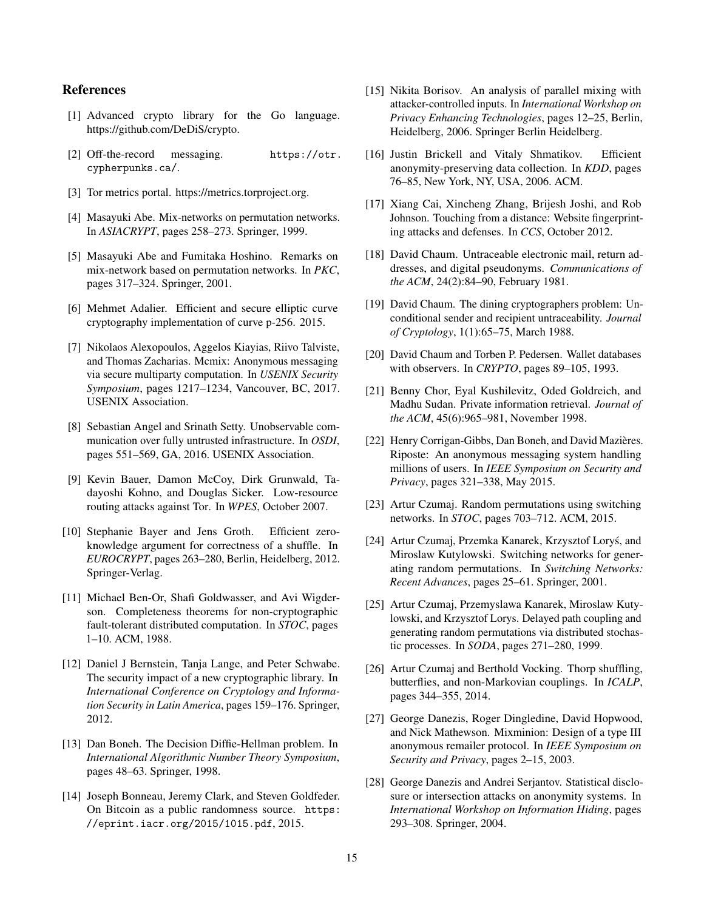## References

[1] Advanced crypto library for the Go language. https://github.com/DeDiS/crypto.

[2] Off-the-record messaging. https://otr.cypherpunks.ca/.

[3] Tor metrics portal. https://metrics.torproject.org.

[4] Masayuki Abe. Mix-networks on permutation networks. In *ASIACRYPT*, pages 258–273. Springer, 1999.

[5] Masayuki Abe and Fumitaka Hoshino. Remarks on mix-network based on permutation networks. In *PKC*, pages 317–324. Springer, 2001.

[6] Mehmet Adalier. Efficient and secure elliptic curve cryptography implementation of curve p-256. 2015.

[7] Nikolaos Alexopoulos, Aggelos Kiayias, Riivo Talviste, and Thomas Zacharias. Mcmix: Anonymous messaging via secure multiparty computation. In *USENIX Security Symposium*, pages 1217–1234, Vancouver, BC, 2017. USENIX Association.

[8] Sebastian Angel and Srinath Setty. Unobservable communication over fully untrusted infrastructure. In *OSDI*, pages 551–569, GA, 2016. USENIX Association.

[9] Kevin Bauer, Damon McCoy, Dirk Grunwald, Tadayoshi Kohno, and Douglas Sicker. Low-resource routing attacks against Tor. In *WPES*, October 2007.

[10] Stephanie Bayer and Jens Groth. Efficient zero-knowledge argument for correctness of a shuffle. In *EUROCRYPT*, pages 263–280, Berlin, Heidelberg, 2012. Springer-Verlag.

[11] Michael Ben-Or, Shafi Goldwasser, and Avi Wigderson. Completeness theorems for non-cryptographic fault-tolerant distributed computation. In *STOC*, pages 1–10. ACM, 1988.

[12] Daniel J Bernstein, Tanja Lange, and Peter Schwabe. The security impact of a new cryptographic library. In *International Conference on Cryptology and Information Security in Latin America*, pages 159–176. Springer, 2012.

[13] Dan Boneh. The Decision Diffie-Hellman problem. In *International Algorithmic Number Theory Symposium*, pages 48–63. Springer, 1998.

[14] Joseph Bonneau, Jeremy Clark, and Steven Goldfeder. On Bitcoin as a public randomness source. https://eprint.iacr.org/2015/1015.pdf, 2015.

[15] Nikita Borisov. An analysis of parallel mixing with attacker-controlled inputs. In *International Workshop on Privacy Enhancing Technologies*, pages 12–25, Berlin, Heidelberg, 2006. Springer Berlin Heidelberg.

[16] Justin Brickell and Vitaly Shmatikov. Efficient anonymity-preserving data collection. In *KDD*, pages 76–85, New York, NY, USA, 2006. ACM.

[17] Xiang Cai, Xincheng Zhang, Brijesh Joshi, and Rob Johnson. Touching from a distance: Website fingerprinting attacks and defenses. In *CCS*, October 2012.

[18] David Chaum. Untraceable electronic mail, return addresses, and digital pseudonyms. *Communications of the ACM*, 24(2):84–90, February 1981.

[19] David Chaum. The dining cryptographers problem: Unconditional sender and recipient untraceability. *Journal of Cryptology*, 1(1):65–75, March 1988.

[20] David Chaum and Torben P. Pedersen. Wallet databases with observers. In *CRYPTO*, pages 89–105, 1993.

[21] Benny Chor, Eyal Kushilevitz, Oded Goldreich, and Madhu Sudan. Private information retrieval. *Journal of the ACM*, 45(6):965–981, November 1998.

[22] Henry Corrigan-Gibbs, Dan Boneh, and David Mazières. Riposte: An anonymous messaging system handling millions of users. In *IEEE Symposium on Security and Privacy*, pages 321–338, May 2015.

[23] Artur Czumaj. Random permutations using switching networks. In *STOC*, pages 703–712. ACM, 2015.

[24] Artur Czumaj, Przemka Kanarek, Krzysztof Loryś, and Miroslaw Kutylowski. Switching networks for generating random permutations. In *Switching Networks: Recent Advances*, pages 25–61. Springer, 2001.

[25] Artur Czumaj, Przemyslawa Kanarek, Miroslaw Kutylowski, and Krzysztof Lorys. Delayed path coupling and generating random permutations via distributed stochastic processes. In *SODA*, pages 271–280, 1999.

[26] Artur Czumaj and Berthold Vocking. Thorp shuffling, butterflies, and non-Markovian couplings. In *ICALP*, pages 344–355, 2014.

[27] George Danezis, Roger Dingledine, David Hopwood, and Nick Mathewson. Mixminion: Design of a type III anonymous remailer protocol. In *IEEE Symposium on Security and Privacy*, pages 2–15, 2003.

[28] George Danezis and Andrei Serjantov. Statistical disclosure or intersection attacks on anonymity systems. In *International Workshop on Information Hiding*, pages 293–308. Springer, 2004.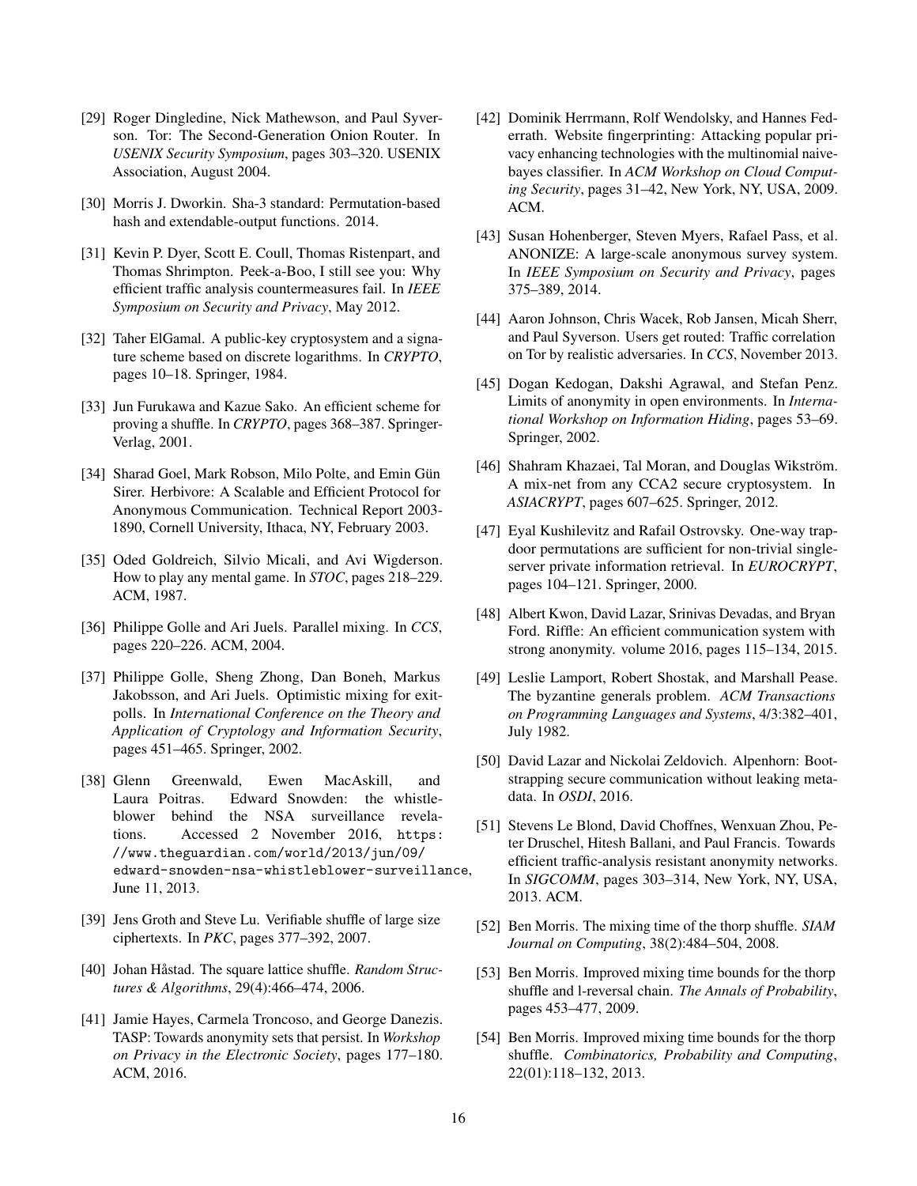[29] Roger Dingledine, Nick Mathewson, and Paul Syverson. Tor: The Second-Generation Onion Router. In *USENIX Security Symposium*, pages 303–320. USENIX Association, August 2004.

[30] Morris J. Dworkin. Sha-3 standard: Permutation-based hash and extendable-output functions. 2014.

[31] Kevin P. Dyer, Scott E. Coull, Thomas Ristenpart, and Thomas Shrimpton. Peek-a-Boo, I still see you: Why efficient traffic analysis countermeasures fail. In *IEEE Symposium on Security and Privacy*, May 2012.

[32] Taher ElGamal. A public-key cryptosystem and a signature scheme based on discrete logarithms. In *CRYPTO*, pages 10–18. Springer, 1984.

[33] Jun Furukawa and Kazue Sako. An efficient scheme for proving a shuffle. In *CRYPTO*, pages 368–387. Springer-Verlag, 2001.

[34] Sharad Goel, Mark Robson, Milo Polte, and Emin Gün Sirer. Herbivore: A Scalable and Efficient Protocol for Anonymous Communication. Technical Report 2003-1890, Cornell University, Ithaca, NY, February 2003.

[35] Oded Goldreich, Silvio Micali, and Avi Wigderson. How to play any mental game. In *STOC*, pages 218–229. ACM, 1987.

[36] Philippe Golle and Ari Juels. Parallel mixing. In *CCS*, pages 220–226. ACM, 2004.

[37] Philippe Golle, Sheng Zhong, Dan Boneh, Markus Jakobsson, and Ari Juels. Optimistic mixing for exit-polls. In *International Conference on the Theory and Application of Cryptology and Information Security*, pages 451–465. Springer, 2002.

[38] Glenn Greenwald, Ewen MacAskill, and Laura Poitras. Edward Snowden: the whistleblower behind the NSA surveillance revelations. Accessed 2 November 2016, `https://www.theguardian.com/world/2013/jun/09/edward-snowden-nsa-whistleblower-surveillance`, June 11, 2013.

[39] Jens Groth and Steve Lu. Verifiable shuffle of large size ciphertexts. In *PKC*, pages 377–392, 2007.

[40] Johan Håstad. The square lattice shuffle. *Random Structures & Algorithms*, 29(4):466–474, 2006.

[41] Jamie Hayes, Carmela Troncoso, and George Danezis. TASP: Towards anonymity sets that persist. In *Workshop on Privacy in the Electronic Society*, pages 177–180. ACM, 2016.

[42] Dominik Herrmann, Rolf Wendolsky, and Hannes Federrath. Website fingerprinting: Attacking popular privacy enhancing technologies with the multinomial naive-bayes classifier. In *ACM Workshop on Cloud Computing Security*, pages 31–42, New York, NY, USA, 2009. ACM.

[43] Susan Hohenberger, Steven Myers, Rafael Pass, et al. ANONIZE: A large-scale anonymous survey system. In *IEEE Symposium on Security and Privacy*, pages 375–389, 2014.

[44] Aaron Johnson, Chris Wacek, Rob Jansen, Micah Sherr, and Paul Syverson. Users get routed: Traffic correlation on Tor by realistic adversaries. In *CCS*, November 2013.

[45] Dogan Kedogan, Dakshi Agrawal, and Stefan Penz. Limits of anonymity in open environments. In *International Workshop on Information Hiding*, pages 53–69. Springer, 2002.

[46] Shahram Khazaei, Tal Moran, and Douglas Wikström. A mix-net from any CCA2 secure cryptosystem. In *ASIACRYPT*, pages 607–625. Springer, 2012.

[47] Eyal Kushilevitz and Rafail Ostrovsky. One-way trapdoor permutations are sufficient for non-trivial single-server private information retrieval. In *EUROCRYPT*, pages 104–121. Springer, 2000.

[48] Albert Kwon, David Lazar, Srinivas Devadas, and Bryan Ford. Riffle: An efficient communication system with strong anonymity. volume 2016, pages 115–134, 2015.

[49] Leslie Lamport, Robert Shostak, and Marshall Pease. The byzantine generals problem. *ACM Transactions on Programming Languages and Systems*, 4/3:382–401, July 1982.

[50] David Lazar and Nickolai Zeldovich. Alpenhorn: Bootstrapping secure communication without leaking metadata. In *OSDI*, 2016.

[51] Stevens Le Blond, David Choffnes, Wenxuan Zhou, Peter Druschel, Hitesh Ballani, and Paul Francis. Towards efficient traffic-analysis resistant anonymity networks. In *SIGCOMM*, pages 303–314, New York, NY, USA, 2013. ACM.

[52] Ben Morris. The mixing time of the thorp shuffle. *SIAM Journal on Computing*, 38(2):484–504, 2008.

[53] Ben Morris. Improved mixing time bounds for the thorp shuffle and l-reversal chain. *The Annals of Probability*, pages 453–477, 2009.

[54] Ben Morris. Improved mixing time bounds for the thorp shuffle. *Combinatorics, Probability and Computing*, 22(01):118–132, 2013.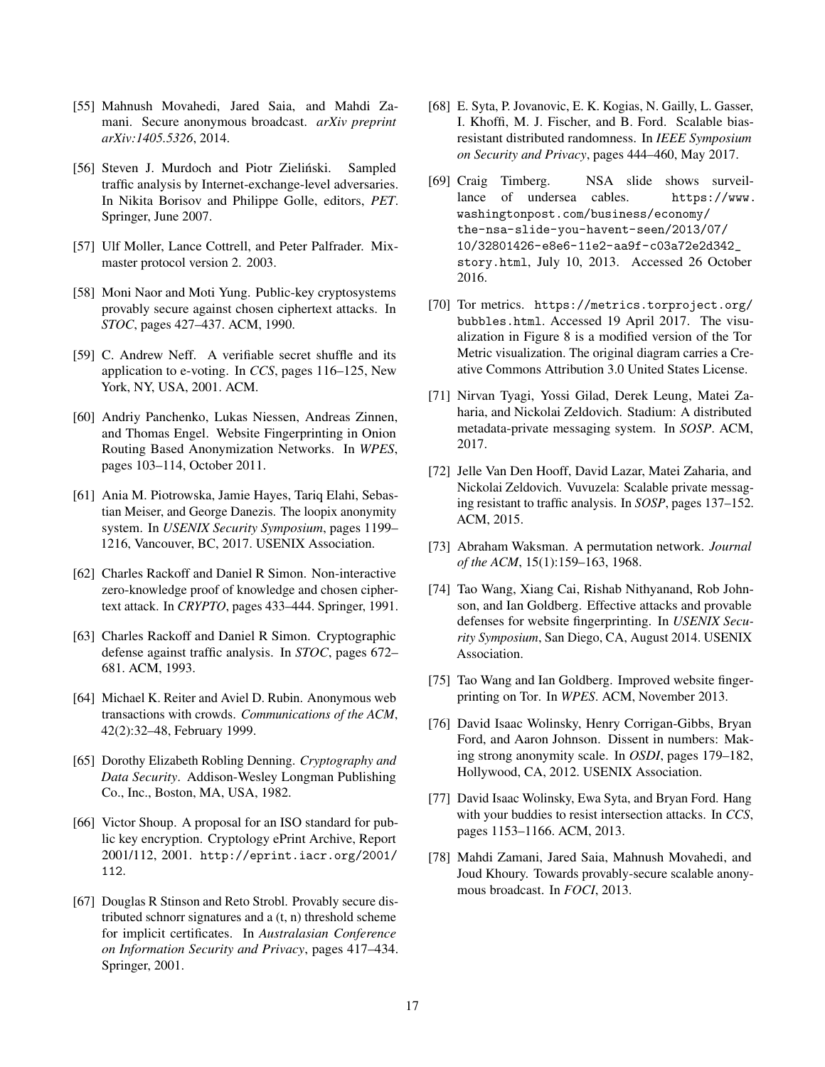[55] Mahnush Movahedi, Jared Saia, and Mahdi Zamani. Secure anonymous broadcast. *arXiv preprint arXiv:1405.5326*, 2014.

[56] Steven J. Murdoch and Piotr Zieliński. Sampled traffic analysis by Internet-exchange-level adversaries. In Nikita Borisov and Philippe Golle, editors, *PET*. Springer, June 2007.

[57] Ulf Moller, Lance Cottrell, and Peter Palfrader. Mixmaster protocol version 2. 2003.

[58] Moni Naor and Moti Yung. Public-key cryptosystems provably secure against chosen ciphertext attacks. In *STOC*, pages 427–437. ACM, 1990.

[59] C. Andrew Neff. A verifiable secret shuffle and its application to e-voting. In *CCS*, pages 116–125, New York, NY, USA, 2001. ACM.

[60] Andriy Panchenko, Lukas Niessen, Andreas Zinnen, and Thomas Engel. Website Fingerprinting in Onion Routing Based Anonymization Networks. In *WPES*, pages 103–114, October 2011.

[61] Ania M. Piotrowska, Jamie Hayes, Tariq Elahi, Sebastian Meiser, and George Danezis. The loopix anonymity system. In *USENIX Security Symposium*, pages 1199–1216, Vancouver, BC, 2017. USENIX Association.

[62] Charles Rackoff and Daniel R Simon. Non-interactive zero-knowledge proof of knowledge and chosen ciphertext attack. In *CRYPTO*, pages 433–444. Springer, 1991.

[63] Charles Rackoff and Daniel R Simon. Cryptographic defense against traffic analysis. In *STOC*, pages 672–681. ACM, 1993.

[64] Michael K. Reiter and Aviel D. Rubin. Anonymous web transactions with crowds. *Communications of the ACM*, 42(2):32–48, February 1999.

[65] Dorothy Elizabeth Robling Denning. *Cryptography and Data Security*. Addison-Wesley Longman Publishing Co., Inc., Boston, MA, USA, 1982.

[66] Victor Shoup. A proposal for an ISO standard for public key encryption. Cryptology ePrint Archive, Report 2001/112, 2001. http://eprint.iacr.org/2001/112.

[67] Douglas R Stinson and Reto Strobl. Provably secure distributed schnorr signatures and a (t, n) threshold scheme for implicit certificates. In *Australasian Conference on Information Security and Privacy*, pages 417–434. Springer, 2001.

[68] E. Syta, P. Jovanovic, E. K. Kogias, N. Gailly, L. Gasser, I. Khoffi, M. J. Fischer, and B. Ford. Scalable bias-resistant distributed randomness. In *IEEE Symposium on Security and Privacy*, pages 444–460, May 2017.

[69] Craig Timberg. NSA slide shows surveillance of undersea cables. https://www.washingtonpost.com/business/economy/the-nsa-slide-you-havent-seen/2013/07/10/32801426-e8e6-11e2-aa9f-c03a72e2d342_story.html, July 10, 2013. Accessed 26 October 2016.

[70] Tor metrics. https://metrics.torproject.org/bubbles.html. Accessed 19 April 2017. The visualization in Figure 8 is a modified version of the Tor Metric visualization. The original diagram carries a Creative Commons Attribution 3.0 United States License.

[71] Nirvan Tyagi, Yossi Gilad, Derek Leung, Matei Zaharia, and Nickolai Zeldovich. Stadium: A distributed metadata-private messaging system. In *SOSP*. ACM, 2017.

[72] Jelle Van Den Hooff, David Lazar, Matei Zaharia, and Nickolai Zeldovich. Vuvuzela: Scalable private messaging resistant to traffic analysis. In *SOSP*, pages 137–152. ACM, 2015.

[73] Abraham Waksman. A permutation network. *Journal of the ACM*, 15(1):159–163, 1968.

[74] Tao Wang, Xiang Cai, Rishab Nithyanand, Rob Johnson, and Ian Goldberg. Effective attacks and provable defenses for website fingerprinting. In *USENIX Security Symposium*, San Diego, CA, August 2014. USENIX Association.

[75] Tao Wang and Ian Goldberg. Improved website fingerprinting on Tor. In *WPES*. ACM, November 2013.

[76] David Isaac Wolinsky, Henry Corrigan-Gibbs, Bryan Ford, and Aaron Johnson. Dissent in numbers: Making strong anonymity scale. In *OSDI*, pages 179–182, Hollywood, CA, 2012. USENIX Association.

[77] David Isaac Wolinsky, Ewa Syta, and Bryan Ford. Hang with your buddies to resist intersection attacks. In *CCS*, pages 1153–1166. ACM, 2013.

[78] Mahdi Zamani, Jared Saia, Mahnush Movahedi, and Joud Khoury. Towards provably-secure scalable anonymous broadcast. In *FOCI*, 2013.